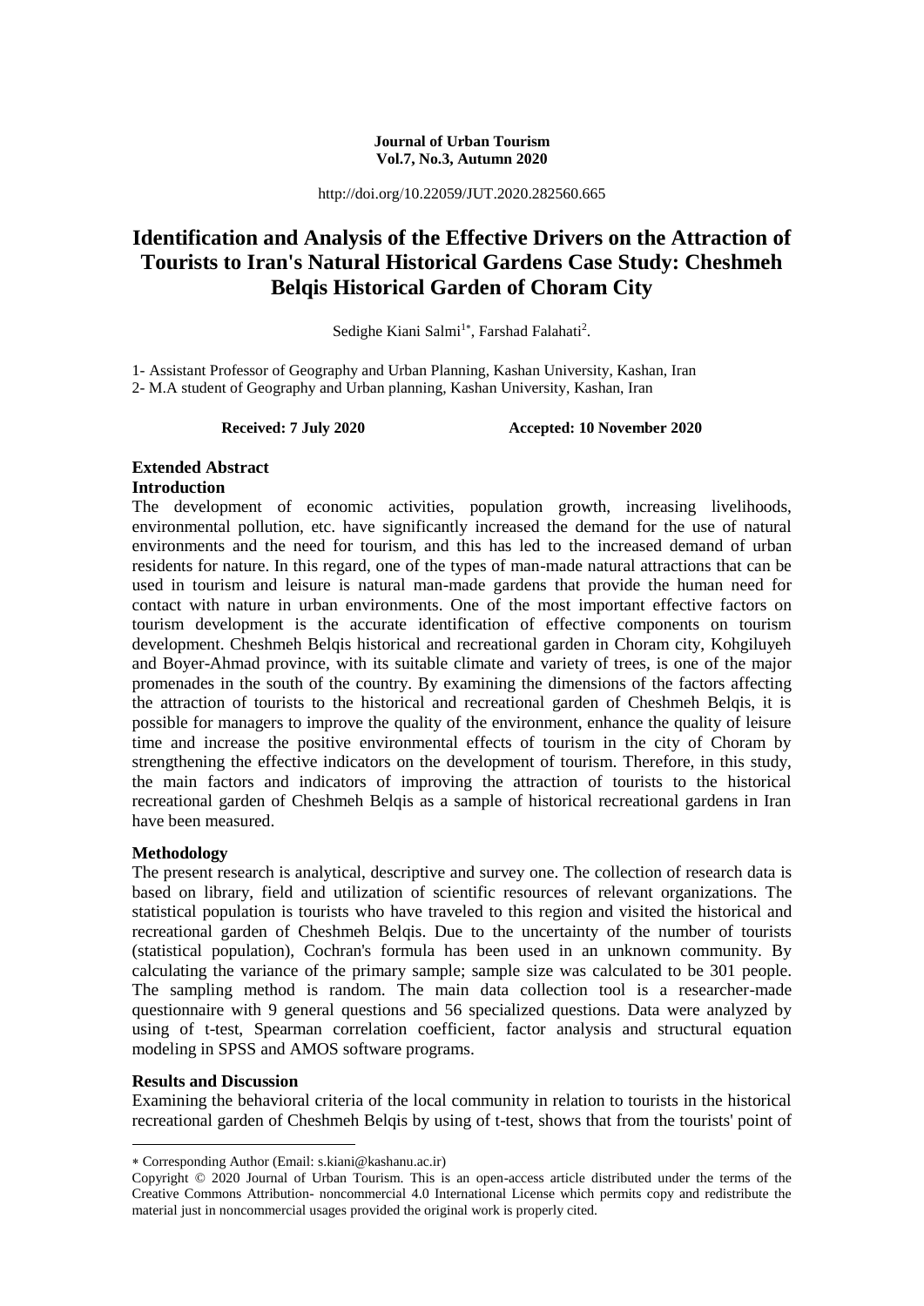**Journal of Urban Tourism**
**Vol.7, No.3, Autumn 2020**

http://doi.org/10.22059/JUT.2020.282560.665

# Identification and Analysis of the Effective Drivers on the Attraction of Tourists to Iran's Natural Historical Gardens Case Study: Cheshmeh Belqis Historical Garden of Choram City

Sedighe Kiani Salmi[1*], Farshad Falahati[2].

1- Assistant Professor of Geography and Urban Planning, Kashan University, Kashan, Iran
2- M.A student of Geography and Urban planning, Kashan University, Kashan, Iran

**Received: 7 July 2020** **Accepted: 10 November 2020**

## Extended Abstract

### Introduction

The development of economic activities, population growth, increasing livelihoods, environmental pollution, etc. have significantly increased the demand for the use of natural environments and the need for tourism, and this has led to the increased demand of urban residents for nature. In this regard, one of the types of man-made natural attractions that can be used in tourism and leisure is natural man-made gardens that provide the human need for contact with nature in urban environments. One of the most important effective factors on tourism development is the accurate identification of effective components on tourism development. Cheshmeh Belqis historical and recreational garden in Choram city, Kohgiluyeh and Boyer-Ahmad province, with its suitable climate and variety of trees, is one of the major promenades in the south of the country. By examining the dimensions of the factors affecting the attraction of tourists to the historical and recreational garden of Cheshmeh Belqis, it is possible for managers to improve the quality of the environment, enhance the quality of leisure time and increase the positive environmental effects of tourism in the city of Choram by strengthening the effective indicators on the development of tourism. Therefore, in this study, the main factors and indicators of improving the attraction of tourists to the historical recreational garden of Cheshmeh Belqis as a sample of historical recreational gardens in Iran have been measured.

### Methodology

The present research is analytical, descriptive and survey one. The collection of research data is based on library, field and utilization of scientific resources of relevant organizations. The statistical population is tourists who have traveled to this region and visited the historical and recreational garden of Cheshmeh Belqis. Due to the uncertainty of the number of tourists (statistical population), Cochran's formula has been used in an unknown community. By calculating the variance of the primary sample; sample size was calculated to be 301 people. The sampling method is random. The main data collection tool is a researcher-made questionnaire with 9 general questions and 56 specialized questions. Data were analyzed by using of t-test, Spearman correlation coefficient, factor analysis and structural equation modeling in SPSS and AMOS software programs.

### Results and Discussion

Examining the behavioral criteria of the local community in relation to tourists in the historical recreational garden of Cheshmeh Belqis by using of t-test, shows that from the tourists' point of

---

* Corresponding Author (Email: s.kiani@kashanu.ac.ir)

Copyright © 2020 Journal of Urban Tourism. This is an open-access article distributed under the terms of the Creative Commons Attribution- noncommercial 4.0 International License which permits copy and redistribute the material just in noncommercial usages provided the original work is properly cited.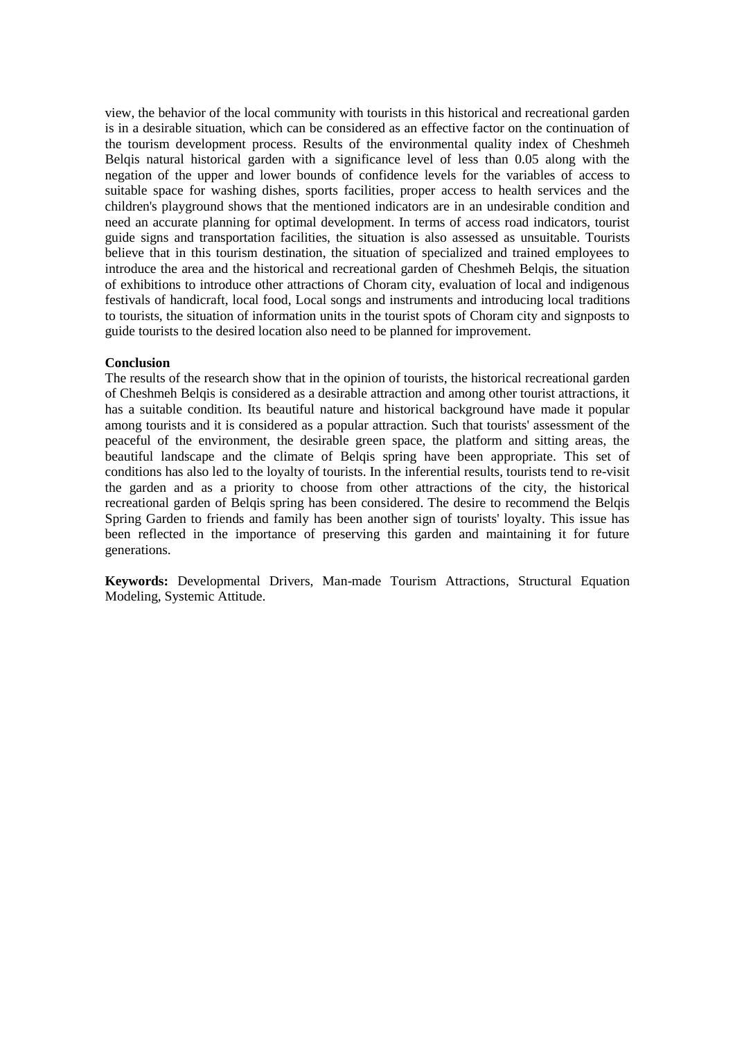view, the behavior of the local community with tourists in this historical and recreational garden is in a desirable situation, which can be considered as an effective factor on the continuation of the tourism development process. Results of the environmental quality index of Cheshmeh Belqis natural historical garden with a significance level of less than 0.05 along with the negation of the upper and lower bounds of confidence levels for the variables of access to suitable space for washing dishes, sports facilities, proper access to health services and the children's playground shows that the mentioned indicators are in an undesirable condition and need an accurate planning for optimal development. In terms of access road indicators, tourist guide signs and transportation facilities, the situation is also assessed as unsuitable. Tourists believe that in this tourism destination, the situation of specialized and trained employees to introduce the area and the historical and recreational garden of Cheshmeh Belqis, the situation of exhibitions to introduce other attractions of Choram city, evaluation of local and indigenous festivals of handicraft, local food, Local songs and instruments and introducing local traditions to tourists, the situation of information units in the tourist spots of Choram city and signposts to guide tourists to the desired location also need to be planned for improvement.

**Conclusion**

The results of the research show that in the opinion of tourists, the historical recreational garden of Cheshmeh Belqis is considered as a desirable attraction and among other tourist attractions, it has a suitable condition. Its beautiful nature and historical background have made it popular among tourists and it is considered as a popular attraction. Such that tourists' assessment of the peaceful of the environment, the desirable green space, the platform and sitting areas, the beautiful landscape and the climate of Belqis spring have been appropriate. This set of conditions has also led to the loyalty of tourists. In the inferential results, tourists tend to re-visit the garden and as a priority to choose from other attractions of the city, the historical recreational garden of Belqis spring has been considered. The desire to recommend the Belqis Spring Garden to friends and family has been another sign of tourists' loyalty. This issue has been reflected in the importance of preserving this garden and maintaining it for future generations.

**Keywords:** Developmental Drivers, Man-made Tourism Attractions, Structural Equation Modeling, Systemic Attitude.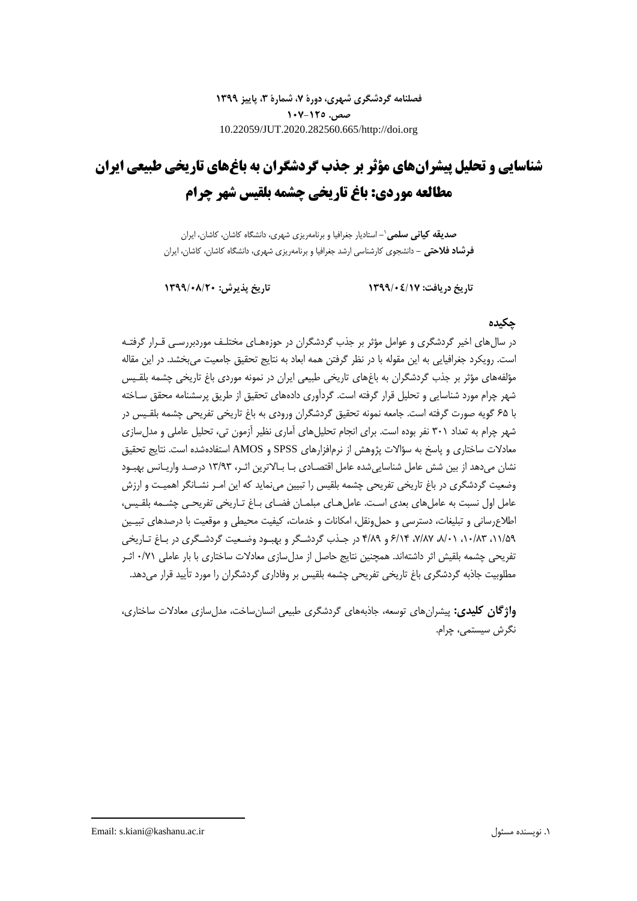**فصلنامه گردشگری شهری، دورهٔ ۷، شمارهٔ ۳، پاییز ۱۳۹۹**
**صص. ۱۲۵-۱۰۷**
10.22059/JUT.2020.282560.665/http://doi.org

# شناسایی و تحلیل پیشران‌های مؤثر بر جذب گردشگران به باغ‌های تاریخی طبیعی ایران مطالعه موردی: باغ تاریخی چشمه بلقیس شهر چرام

**صدیقه کیانی سلمی**[۱] – استادیار جغرافیا و برنامه‌ریزی شهری، دانشگاه کاشان، کاشان، ایران
**فرشاد فلاحتی** – دانشجوی کارشناسی ارشد جغرافیا و برنامه‌ریزی شهری، دانشگاه کاشان، کاشان، ایران

**تاریخ دریافت: ۱۳۹۹/۰۴/۱۷** **تاریخ پذیرش: ۱۳۹۹/۰۸/۲۰**

## چکیده

در سال‌های اخیر گردشگری و عوامل مؤثر بر جذب گردشگران در حوزه‌های مختلف موردبررسی قرار گرفته است. رویکرد جغرافیایی به این مقوله با در نظر گرفتن همه ابعاد به نتایج تحقیق جامعیت می‌بخشد. در این مقاله مؤلفه‌های مؤثر بر جذب گردشگران به باغ‌های تاریخی طبیعی ایران در نمونه موردی باغ تاریخی چشمه بلقیس شهر چرام مورد شناسایی و تحلیل قرار گرفته است. گردآوری داده‌های تحقیق از طریق پرسشنامه محقق ساخته با ۶۵ گویه صورت گرفته است. جامعه نمونه تحقیق گردشگران ورودی به باغ تاریخی تفریحی چشمه بلقیس در شهر چرام به تعداد ۳۰۱ نفر بوده است. برای انجام تحلیل‌های آماری نظیر آزمون تی، تحلیل عاملی و مدل‌سازی معادلات ساختاری و پاسخ به سؤالات پژوهش از نرم‌افزارهای SPSS و AMOS استفاده‌شده است. نتایج تحقیق نشان می‌دهد از بین شش عامل شناسایی‌شده عامل اقتصادی با بالاترین اثر، ۱۳/۹۳ درصد واریانس بهبود وضعیت گردشگری در باغ تاریخی تفریحی چشمه بلقیس را تبیین می‌نماید که این امر نشانگر اهمیت و ارزش عامل اول نسبت به عامل‌های بعدی است. عامل‌های مبلمان فضای باغ تاریخی تفریحی چشمه بلقیس، اطلاع‌رسانی و تبلیغات، دسترسی و حمل‌ونقل، امکانات و خدمات، کیفیت محیطی و موقعیت با درصدهای تبیین ۱۱/۵۹، ۱۰/۸۳، ۸/۰۱، ۷/۸۷، ۶/۱۴ و ۴/۸۹ در جذب گردشگر و بهبود وضعیت گردشگری در باغ تاریخی تفریحی چشمه بلقیش اثر داشته‌اند. همچنین نتایج حاصل از مدل‌سازی معادلات ساختاری با بار عاملی ۰/۷۱ اثر مطلوبیت جاذبه گردشگری باغ تاریخی تفریحی چشمه بلقیس بر وفاداری گردشگران را مورد تأیید قرار می‌دهد.

**واژگان کلیدی:** پیشران‌های توسعه، جاذبه‌های گردشگری طبیعی انسان‌ساخت، مدل‌سازی معادلات ساختاری، نگرش سیستمی، چرام.

---

۱. نویسنده مسئول Email: s.kiani@kashanu.ac.ir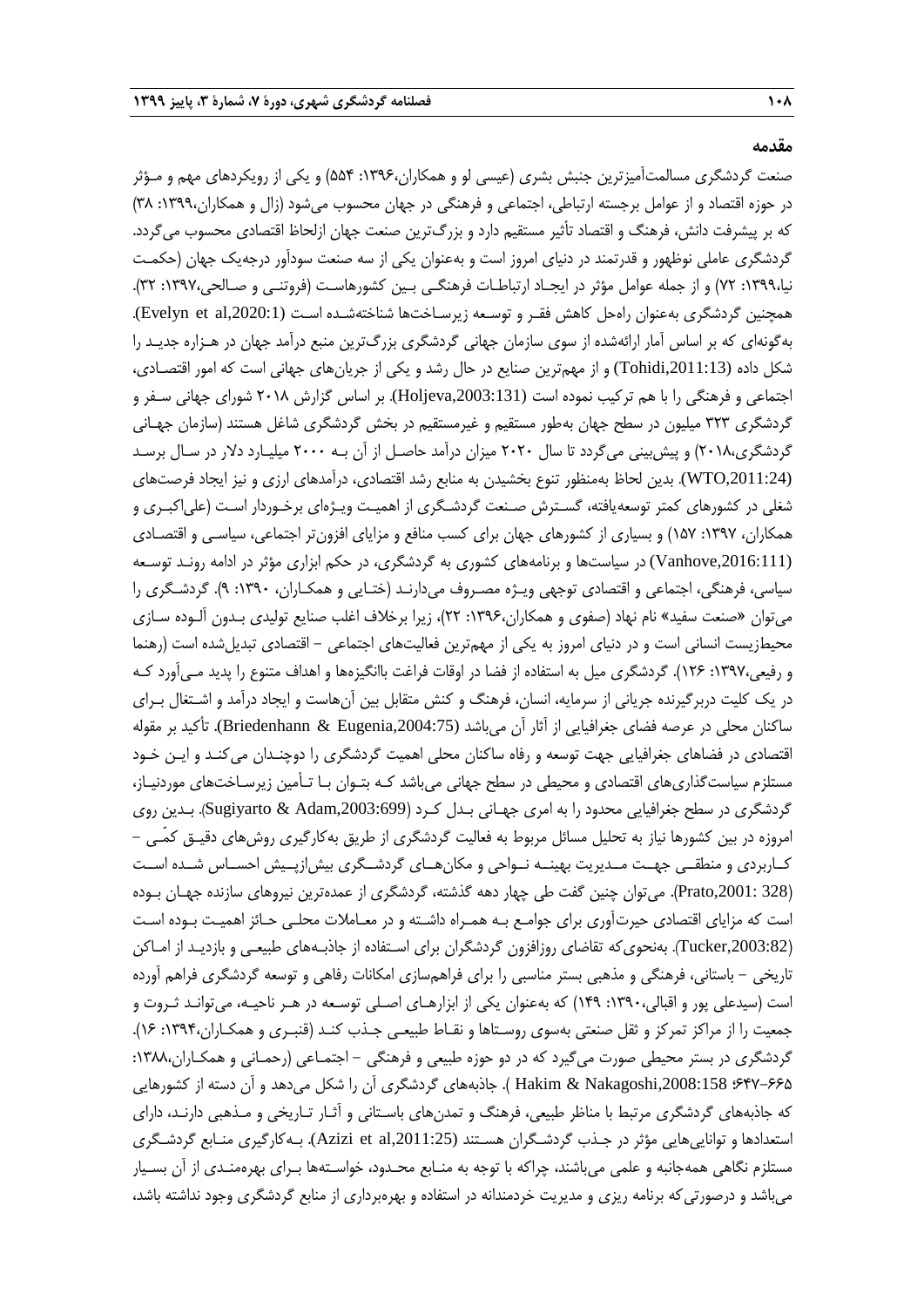## مقدمه

صنعت گردشگری مسالمت‌آمیزترین جنبش بشری (عیسی لو و همکاران،۱۳۹۶: ۵۵۴) و یکی از رویکردهای مهم و مـؤثر در حوزه اقتصاد و از عوامل برجسته ارتباطی، اجتماعی و فرهنگی در جهان محسوب می‌شود (زال و همکاران،۱۳۹۹: ۳۸) که بر پیشرفت دانش، فرهنگ و اقتصاد تأثیر مستقیم دارد و بزرگ‌ترین صنعت جهان ازلحاظ اقتصادی محسوب می‌گردد. گردشگری عاملی نوظهور و قدرتمند در دنیای امروز است و به‌عنوان یکی از سه صنعت سودآور درجه‌یک جهان (حکمت نیا،۱۳۹۹: ۷۲) و از جمله عوامل مؤثر در ایجـاد ارتباطـات فرهنگـی بـین کشورهاسـت (فروتنـی و صـالحی،۱۳۹۷: ۳۲). همچنین گردشگری به‌عنوان راه‌حل کاهش فقـر و توسـعه زیرسـاخت‌ها شناخته‌شـده اسـت (Evelyn et al,2020:1). به‌گونه‌ای که بر اساس آمار ارائه‌شده از سوی سازمان جهانی گردشگری بزرگ‌ترین منبع درآمد جهان در هـزاره جدیـد را شکل داده (Tohidi,2011:13) و از مهم‌ترین صنایع در حال رشد و یکی از جریان‌های جهانی است که امور اقتصـادی، اجتماعی و فرهنگی را با هم ترکیب نموده است (Holjeva,2003:131). بر اساس گزارش ۲۰۱۸ شورای جهانی سـفر و گردشگری ۳۲۳ میلیون در سطح جهان به‌طور مستقیم و غیرمستقیم در بخش گردشگری شاغل هستند (سازمان جهـانی گردشگری،۲۰۱۸) و پیش‌بینی می‌گردد تا سال ۲۰۲۰ میزان درآمد حاصـل از آن بـه ۲۰۰۰ میلیـارد دلار در سـال برسـد (WTO,2011:24). بدین لحاظ به‌منظور تنوع بخشیدن به منابع رشد اقتصادی، درآمدهای ارزی و نیز ایجاد فرصت‌های شغلی در کشورهای کمتر توسعه‌یافته، گسـترش صـنعت گردشـگری از اهمیـت ویـژه‌ای برخـوردار اسـت (علی‌اکبـری و همکاران، ۱۳۹۷: ۱۵۷) و بسیاری از کشورهای جهان برای کسب منافع و مزایای افزون‌تر اجتماعی، سیاسـی و اقتصـادی (Vanhove,2016:111) در سیاست‌ها و برنامه‌های کشوری به گردشگری، در حکم ابزاری مؤثر در ادامه رونـد توسـعه سیاسی، فرهنگی، اجتماعی و اقتصادی توجهی ویـژه مصـروف می‌دارنـد (ختـایی و همکـاران، ۱۳۹۰: ۹). گردشـگری را می‌توان «صنعت سفید» نام نهاد (صفوی و همکاران،۱۳۹۶: ۲۲)، زیرا برخلاف اغلب صنایع تولیدی بـدون آلـوده سـازی محیط‌زیست انسانی است و در دنیای امروز به یکی از مهم‌ترین فعالیت‌های اجتماعی – اقتصادی تبدیل‌شده است (رهنما و رفیعی،۱۳۹۷: ۱۲۶). گردشگری میل به استفاده از فضا در اوقات فراغت باانگیزه‌ها و اهداف متنوع را پدید مـی‌آورد کـه در یک کلیت دربرگیرنده جریانی از سرمایه، انسان، فرهنگ و کنش متقابل بین آن‌هاست و ایجاد درآمد و اشـتغال بـرای ساکنان محلی در عرصه فضای جغرافیایی از آثار آن می‌باشد (Briedenhann & Eugenia,2004:75). تأکید بر مقوله اقتصادی در فضاهای جغرافیایی جهت توسعه و رفاه ساکنان محلی اهمیت گردشگری را دوچنـدان می‌کنـد و ایـن خـود مستلزم سیاست‌گذاری‌های اقتصادی و محیطی در سطح جهانی می‌باشد کـه بتـوان بـا تـأمین زیرسـاخت‌های موردنیـاز، گردشگری در سطح جغرافیایی محدود را به امری جهـانی بـدل کـرد (Sugiyarto & Adam,2003:699). بـدین روی امروزه در بین کشورها نیاز به تحلیل مسائل مربوط به فعالیت گردشگری از طریق به‌کارگیری روش‌های دقیـق کمّـی – کـاربردی و منطقـی جهـت مـدیریت بهینـه نـواحی و مکان‌هـای گردشـگری بیش‌ازپـیش احسـاس شـده اسـت (Prato,2001: 328). می‌توان چنین گفت طی چهار دهه گذشته، گردشگری از عمده‌ترین نیروهای سازنده جهـان بـوده است که مزایای اقتصادی حیرت‌آوری برای جوامـع بـه همـراه داشـته و در معـاملات محلـی حـائز اهمیـت بـوده اسـت (Tucker,2003:82). به‌نحوی‌که تقاضای روزافزون گردشگران برای اسـتفاده از جاذبـه‌های طبیعـی و بازدیـد از امـاکن تاریخی – باستانی، فرهنگی و مذهبی بستر مناسبی را برای فراهم‌سازی امکانات رفاهی و توسعه گردشگری فراهم آورده است (سیدعلی پور و اقبالی،۱۳۹۰: ۱۴۹) که به‌عنوان یکی از ابزارهـای اصـلی توسـعه در هـر ناحیـه، می‌توانـد ثـروت و جمعیت را از مراکز تمرکز و ثقل صنعتی به‌سوی روسـتاها و نقـاط طبیعـی جـذب کنـد (قنبـری و همکـاران،۱۳۹۴: ۱۶). گردشگری در بستر محیطی صورت می‌گیرد که در دو حوزه طبیعی و فرهنگی – اجتمـاعی (رحمـانی و همکـاران،۱۳۸۸: ۶۶۵-۶۴۷؛ Hakim & Nakagoshi,2008:158 ). جاذبه‌های گردشگری آن را شکل می‌دهد و آن دسته از کشورهایی که جاذبه‌های گردشگری مرتبط با مناظر طبیعی، فرهنگ و تمدن‌های باسـتانی و آثـار تـاریخی و مـذهبی دارنـد، دارای استعدادها و توانایی‌هایی مؤثر در جـذب گردشـگران هسـتند (Azizi et al,2011:25). بـه‌کارگیری منـابع گردشـگری مستلزم نگاهی همه‌جانبه و علمی می‌باشد، چراکه با توجه به منـابع محـدود، خواسـته‌ها بـرای بهره‌منـدی از آن بسـیار می‌باشد و درصورتی‌که برنامه ریزی و مدیریت خردمندانه در استفاده و بهره‌برداری از منابع گردشگری وجود نداشته باشد،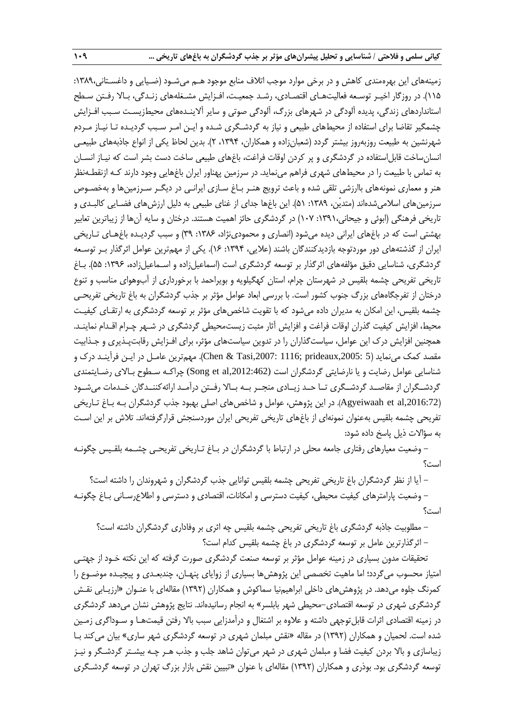زمینه‌های این بهره‌مندی کاهش و در برخی موارد موجب اتلاف منابع موجود هـم می‌شـود (ضـیایی و داغسـتانی،۱۳۸۹: ۱۱۵). در روزگار اخیـر توسـعه فعالیت‌هـای اقتصـادی، رشـد جمعیـت، افـزایش مشـغله‌های زنـدگی، بـالا رفـتن سـطح استانداردهای زندگی، پدیده آلودگی در شهرهای بزرگ، آلودگی صوتی و سایر آلاینـده‌های محیط‌زیسـت سـبب افـزایش چشمگیر تقاضا برای استفاده از محیط‌های طبیعی و نیاز به گردشـگری شـده و ایـن امـر سـبب گردیـده تـا نیـاز مـردم شهرنشین به طبیعت روزبه‌روز بیشتر گردد (شعبان‌زاده و همکاران، ۱۳۹۴، ۲). بدین لحاظ یکی از انواع جاذبه‌های طبیعـی انسان‌ساخت قابل‌استفاده در گردشگری و پر کردن اوقات فراغت، باغ‌های طبیعی ساخت دست بشر است که نیـاز انسـان به تماس با طبیعت را در محیط‌های شهری فراهم می‌نماید. در سرزمین پهناور ایران باغ‌هایی وجود دارند کـه ازنقطـه‌نظر هنر و معماری نمونه‌های باارزشی تلقی شده و باعث ترویج هنـر بـاغ سـازی ایرانـی در دیگـر سـرزمین‌ها و به‌خصـوص سرزمین‌های اسلامی‌شده‌اند (متدیّن، ۱۳۸۹: ۵۱). این باغ‌ها جدای از غنای طبیعی به دلیل ارزش‌های فضـایی کالبـدی و تاریخی فرهنگی (ابوئی و جیحانی،۱۳۹۱: ۱۰۷) در گردشگری حائز اهمیت هستند. درختان و سایه آن‌ها از زیباترین تعابیر بهشتی است که در باغ‌های ایرانی دیده می‌شود (انصاری و محمودی‌نژاد، ۱۳۸۶: ۳۹) و سبب گردیـده باغ‌هـای تـاریخی ایران از گذشته‌های دور موردتوجه بازدیدکنندگان باشند (علایی، ۱۳۹۴: ۱۶). یکی از مهم‌ترین عوامل اثرگذار بـر توسـعه گردشگری، شناسایی دقیق مؤلفه‌های اثرگذار بر توسعه گردشگری است (اسماعیل‌زاده و اسـماعیل‌زاده، ۱۳۹۶: ۵۵). بـاغ تاریخی تفریحی چشمه بلقیس در شهرستان چرام، استان کهگیلویه و بویراحمد با برخورداری از آب‌وهوای مناسب و تنوع درختان از تفرجگاه‌های بزرگ جنوب کشور است. با بررسی ابعاد عوامل مؤثر بر جذب گردشگران به باغ تاریخی تفریحـی چشمه بلقیس، این امکان به مدیران داده می‌شود که با تقویت شاخص‌های مؤثر بر توسعه گردشگری به ارتقـای کیفیـت محیط، افزایش کیفیت گذران اوقات فراغت و افزایش آثار مثبت زیست‌محیطی گردشگری در شـهر چـرام اقـدام نماینـد. همچنین افزایش درک این عوامل، سیاست‌گذاران را در تدوین سیاست‌های مؤثر، برای افـزایش رقابت‌پـذیری و جـذابیت مقصد کمک می‌نماید (Chen & Tasi,2007: 1116; prideaux,2005: 5). مهم‌ترین عامـل در ایـن فرآینـد درک و شناسایی عوامل رضایت و یا نارضایتی گردشگران است (Song et al,2012:462) چراکـه سـطوح بـالای رضـایتمندی گردشـگران از مقاصـد گردشـگری تـا حـد زیـادی منجـر بـه بـالا رفـتن درآمـد ارائه‌کننـدگان خـدمات می‌شـود (Agyeiwaah et al,2016:72). در این پژوهش، عوامل و شاخص‌های اصلی بهبود جذب گردشگران بـه بـاغ تـاریخی تفریحی چشمه بلقیس به‌عنوان نمونه‌ای از باغ‌های تاریخی تفریحی ایران موردسنجش قرارگرفته‌اند. تلاش بر این اسـت به سؤالات ذیل پاسخ داده شود:

– وضعیت معیارهای رفتاری جامعه محلی در ارتباط با گردشگران در بـاغ تـاریخی تفریحـی چشـمه بلقـیس چگونـه است؟

– آیا از نظر گردشگران باغ تاریخی تفریحی چشمه بلقیس توانایی جذب گردشگران و شهروندان را داشته است؟

– وضعیت پارامترهای کیفیت محیطی، کیفیت دسترسی و امکانات، اقتصادی و دسترسی و اطلاع‌رسـانی بـاغ چگونـه است؟

– مطلوبیت جاذبه گردشگری باغ تاریخی تفریحی چشمه بلقیس چه اثری بر وفاداری گردشگران داشته است؟

– اثرگذارترین عامل بر توسعه گردشگری در باغ چشمه بلقیس کدام است؟

تحقیقات مدون بسیاری در زمینه عوامل مؤثر بر توسعه صنعت گردشگری صورت گرفته که این نکته خـود از جهتـی امتیاز محسوب می‌گردد؛ اما ماهیت تخصصی این پژوهش‌ها بسیاری از زوایای پنهـان، چندبعـدی و پیچیـده موضـوع را کمرنگ جلوه می‌دهد. در پژوهش‌های داخلی ابراهیم‌نیا سماکوش و همکاران (۱۳۹۲) مقاله‌ای با عنـوان «ارزیـابی نقـش گردشگری شهری در توسعه اقتصادی–محیطی شهر بابلسر» به انجام رسانیده‌اند. نتایج پژوهش نشان می‌دهد گردشگری در زمینه اقتصادی اثرات قابل‌توجهی داشته و علاوه بر اشتغال و درآمدزایی سبب بالا رفتن قیمت‌هـا و سـوداگری زمـین شده است. لحمیان و همکاران (۱۳۹۲) در مقاله «نقش مبلمان شهری در توسعه گردشگری شهر ساری» بیان می‌کند بـا زیباسازی و بالا بردن کیفیت فضا و مبلمان شهری در شهر می‌توان شاهد جلب و جذب هـر چـه بیشـتر گردشـگر و نیـز توسعه گردشگری بود. بوذری و همکاران (۱۳۹۲) مقاله‌ای با عنوان «تبیین نقش بازار بزرگ تهران در توسعه گردشـگری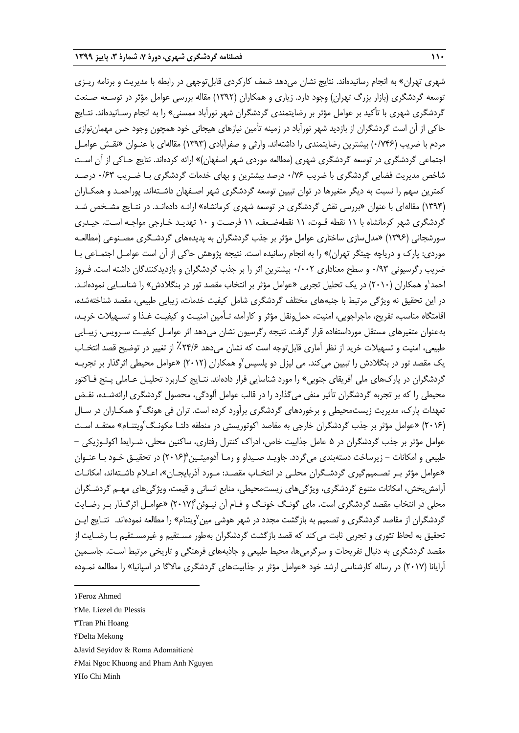شهری تهران» به انجام رسانیده‌اند. نتایج نشان می‌دهد ضعف کارکردی قابل‌توجهی در رابطه با مدیریت و برنامه ریـزی توسعه گردشگری (بازار بزرگ تهران) وجود دارد. زیاری و همکاران (۱۳۹۲) مقاله بررسی عوامل مؤثر در توسـعه صـنعت گردشگری شهری با تأکید بر عوامل مؤثر بر رضایتمندی گردشگران شهر نورآباد ممسنی» را به انجام رسـانیده‌اند. نتـایج حاکی از آن است گردشگران از بازدید شهر نورآباد در زمینه تأمین نیازهای هیجانی خود همچون وجود حس مهمان‌نوازی مردم با ضریب (۰/۷۴۶) بیشترین رضایتمندی را داشته‌اند. وارثی و صفرآبادی (۱۳۹۳) مقاله‌ای با عنـوان «نقـش عوامـل اجتماعی گردشگری در توسعه گردشگری شهری (مطالعه موردی شهر اصفهان)» ارائه کرده‌اند. نتایج حـاکی از آن اسـت شاخص مدیریت فضایی گردشگری با ضریب ۰/۷۶ درصد بیشترین و بهای خدمات گردشگری بـا ضـریب ۰/۶۳ درصـد کمترین سهم را نسبت به دیگر متغیرها در توان تبیین توسعه گردشگری شهر اصـفهان داشـته‌اند. پوراحمـد و همکـاران (۱۳۹۴) مقاله‌ای با عنوان «بررسی نقش گردشگری در توسعه شهری کرمانشاه» ارائـه داده‌انـد. در نتـایج مشـخص شـد گردشگری شهر کرمانشاه با ۱۱ نقطه قـوت، ۱۱ نقطه‌ضـعف، ۱۱ فرصـت و ۱۰ تهدیـد خـارجی مواجـه اسـت. حیـدری سورشجانی (۱۳۹۶) «مدل‌سازی ساختاری عوامل مؤثر بر جذب گردشگران به پدیده‌های گردشـگری مصـنوعی (مطالعـه موردی: پارک و دریاچه چیتگر تهران)» را به انجام رسانیده است. نتیجه پژوهش حاکی از آن است عوامـل اجتمـاعی بـا ضریب رگرسیونی ۰/۹۳ و سطح معناداری ۰/۰۰۲ بیشترین اثر را بر جذب گردشگران و بازدیدکنندگان داشته است. فـروز احمد[1] و همکاران (۲۰۱۰) در یک تحلیل تجربی «عوامل مؤثر بر انتخاب مقصد تور در بنگلادش» را شناسـایی نموده‌انـد. در این تحقیق نه ویژگی مرتبط با جنبه‌های مختلف گردشگری شامل کیفیت خدمات، زیبایی طبیعی، مقصد شناخته‌شده، اقامتگاه مناسب، تفریح، ماجراجویی، امنیت، حمل‌ونقل مؤثر و کارآمد، تـأمین امنیـت و کیفیـت غـذا و تسـهیلات خریـد، به‌عنوان متغیرهای مستقل مورداستفاده قرار گرفت. نتیجه رگرسیون نشان می‌دهد اثر عوامـل کیفیـت سـرویس، زیبـایی طبیعی، امنیت و تسهیلات خرید از نظر آماری قابل‌توجه است که نشان می‌دهد ۲۴/۶٪ از تغییر در توضیح قصد انتخـاب یک مقصد تور در بنگلادش را تبیین می‌کند. می لیزل دو پلسیس[2]و همکاران (۲۰۱۲) «عوامل محیطی اثرگذار بر تجربـه گردشگران در پارک‌های ملی آفریقای جنوبی» را مورد شناسایی قرار داده‌اند. نتـایج کـاربرد تحلیـل عـاملی پـنج فـاکتور محیطی را که بر تجربه گردشگران تأثیر منفی می‌گذارد را در قالب عوامل آلودگی، محصول گردشگری ارائه‌شـده، نقـض تعهدات پارک، مدیریت زیست‌محیطی و برخوردهای گردشگری برآورد کرده است. تران فی هونگ[3]و همکـاران در سـال (۲۰۱۶) «عوامل مؤثر بر جذب گردشگران خارجی به مقاصد اکوتوریستی در منطقه دلتـا مکونـگ[4]ویتنـام» معتقـد اسـت عوامل مؤثر بر جذب گردشگران در ۵ عامل جذابیت خاص، ادراک کنترل رفتاری، ساکنین محلی، شـرایط اکولـوژیکی – طبیعی و امکانات – زیرساخت دسته‌بندی می‌گردد. جاویـد صـیداو و رمـا آدومیتـین[5](۲۰۱۶) در تحقیـق خـود بـا عنـوان «عوامل مؤثر بـر تصـمیم‌گیری گردشـگران محلـی در انتخـاب مقصـد: مـورد آذربایجـان»، اعـلام داشـته‌اند، امکانـات آرامش‌بخش، امکانات متنوع گردشگری، ویژگی‌های زیست‌محیطی، منابع انسانی و قیمت، ویژگی‌های مهـم گردشـگران محلی در انتخاب مقصد گردشگری است. مای گونـگ خونـگ و فـام آن نیـوئن[6](۲۰۱۷) «عوامـل اثرگـذار بـر رضـایت گردشگران از مقاصد گردشگری و تصمیم به بازگشت مجدد در شهر هوشی مین[7]ویتنام» را مطالعه نموده‌اند. نتـایج ایـن تحقیق به لحاظ تئوری و تجربی ثابت می‌کند که قصد بازگشت گردشگران به‌طور مسـتقیم و غیرمسـتقیم بـا رضـایت از مقصد گردشگری به دنبال تفریحات و سرگرمی‌ها، محیط طبیعی و جاذبه‌های فرهنگی و تاریخی مرتبط اسـت. جاسـمین آرایانا (۲۰۱۷) در رساله کارشناسی ارشد خود «عوامل مؤثر بر جذابیت‌های گردشگری مالاگا در اسپانیا» را مطالعه نمـوده

---

[1] Feroz Ahmed

[2] Me. Liezel du Plessis

[3] Tran Phi Hoang

[4] Delta Mekong

[5] Javid Seyidov & Roma Adomaitienė

[6] Mai Ngoc Khuong and Pham Anh Nguyen

[7] Ho Chi Minh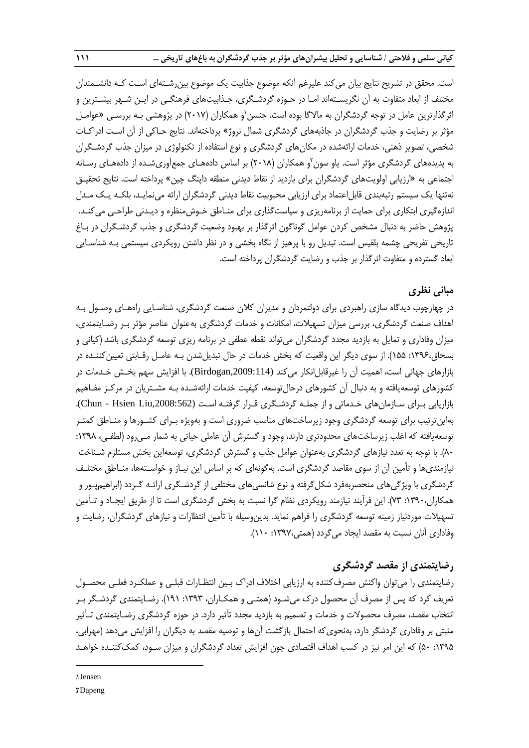است. محقق در تشریح نتایج بیان می‌کند علیرغم آنکه موضوع جذابیت یک موضوع بین‌رشته‌ای است که دانشمندان مختلف از ابعاد متفاوت به آن نگریسته‌اند اما در حوزه گردشگری، جذابیت‌های فرهنگی در این شهر بیشترین و اثرگذارترین عامل در توجه گردشگران به مالاگا بوده است. جنسن[1]و همکاران (۲۰۱۷) در پژوهشی به بررسی «عوامل مؤثر بر رضایت و جذب گردشگران در جاذبه‌های گردشگری شمال نروژ» پرداخته‌اند. نتایج حاکی از آن است ادراکات شخصی، تصویر ذهنی، خدمات ارائه‌شده در مکان‌های گردشگری و نوع استفاده از تکنولوژی در میزان جذب گردشگران به پدیده‌های گردشگری مؤثر است. یاو سون[2]و همکاران (۲۰۱۸) بر اساس داده‌های جمع‌آوری‌شده از داده‌های رسانه اجتماعی به «ارزیابی اولویت‌های گردشگران برای بازدید از نقاط دیدنی منطقه داپنگ چین» پرداخته است. نتایج تحقیق نه‌تنها یک سیستم رتبه‌بندی قابل‌اعتماد برای ارزیابی محبوبیت نقاط دیدنی گردشگران ارائه می‌نماید، بلکه یک مدل اندازه‌گیری ابتکاری برای حمایت از برنامه‌ریزی و سیاست‌گذاری برای مناطق خوش‌منظره و دیدنی طراحی می‌کند. پژوهش حاضر به دنبال مشخص کردن عوامل گوناگون اثرگذار بر بهبود وضعیت گردشگری و جذب گردشگران در باغ تاریخی تفریحی چشمه بلقیس است. تبدیل رو با پرهیز از نگاه بخشی و در نظر داشتن رویکردی سیستمی به شناسایی ابعاد گسترده و متفاوت اثرگذار بر جذب و رضایت گردشگران پرداخته است.

## مبانی نظری

در چهارچوب دیدگاه سازی راهبردی برای دولتمردان و مدیران کلان صنعت گردشگری، شناسایی راه‌های وصول به اهداف صنعت گردشگری، بررسی میزان تسهیلات، امکانات و خدمات گردشگری به‌عنوان عناصر مؤثر بر رضایتمندی، میزان وفاداری و تمایل به بازدید مجدد گردشگران می‌تواند نقطه عطفی در برنامه ریزی توسعه گردشگری باشد (کیانی و بسحاق،۱۳۹۶: ۱۵۵). از سوی دیگر این واقعیت که بخش خدمات در حال تبدیل‌شدن به عامل رقابتی تعیین‌کننده در بازارهای جهانی است، اهمیت آن را غیرقابل‌انکار می‌کند (Birdogan,2009:114). با افزایش سهم بخش خدمات در کشورهای توسعه‌یافته و به دنبال آن کشورهای درحال‌توسعه، کیفیت خدمات ارائه‌شده به مشتریان در مرکز مفاهیم بازاریابی برای سازمان‌های خدماتی و از جمله گردشگری قرار گرفته است (Chun - Hsien Liu,2008:562). بدین‌ترتیب برای توسعه گردشگری وجود زیرساخت‌های مناسب ضروری است و به‌ویژه برای کشورها و مناطق کمتر توسعه‌یافته که اغلب زیرساخت‌های محدودتری دارند، وجود و گسترش آن عاملی حیاتی به شمار می‌رود (لطفی، ۱۳۹۸: ۸۰). با توجه به تعدد نیازهای گردشگری به‌عنوان عوامل جذب و گسترش گردشگری، توسعه‌این بخش مستلزم شناخت نیازمندی‌ها و تأمین آن از سوی مقاصد گردشگری است. به‌گونه‌ای که بر اساس این نیاز و خواسته‌ها، مناطق مختلف گردشگری با ویژگی‌های منحصربه‌فرد شکل‌گرفته و نوع شانسی‌های مختلفی از گردشگری ارائه گردد (ابراهیم‌پور و همکاران،۱۳۹۰: ۷۳). این فرآیند نیازمند رویکردی نظام گرا نسبت به بخش گردشگری است تا از طریق ایجاد و تأمین تسهیلات موردنیاز زمینه توسعه گردشگری را فراهم نماید. بدین‌وسیله با تأمین انتظارات و نیازهای گردشگران، رضایت و وفاداری آنان نسبت به مقصد ایجاد می‌گردد (همتی،۱۳۹۷: ۱۱۰).

## رضایتمندی از مقصد گردشگری

رضایتمندی را می‌توان واکنش مصرف‌کننده به ارزیابی اختلاف ادراک بین انتظارات قبلی و عملکرد فعلی محصول تعریف کرد که پس از مصرف آن محصول درک می‌شود (همتی و همکاران، ۱۳۹۳: ۱۹۱). رضایتمندی گردشگر بر انتخاب مقصد، مصرف محصولات و خدمات و تصمیم به بازدید مجدد تأثیر دارد. در حوزه گردشگری رضایتمندی تأثیر مثبتی بر وفاداری گردشگر دارد، به‌نحوی‌که احتمال بازگشت آن‌ها و توصیه مقصد به دیگران را افزایش می‌دهد (مهرابی، ۱۳۹۵: ۵۰) که این امر نیز در کسب اهداف اقتصادی چون افزایش تعداد گردشگران و میزان سود، کمک‌کننده خواهد

---

1. Jensen
2. Dapeng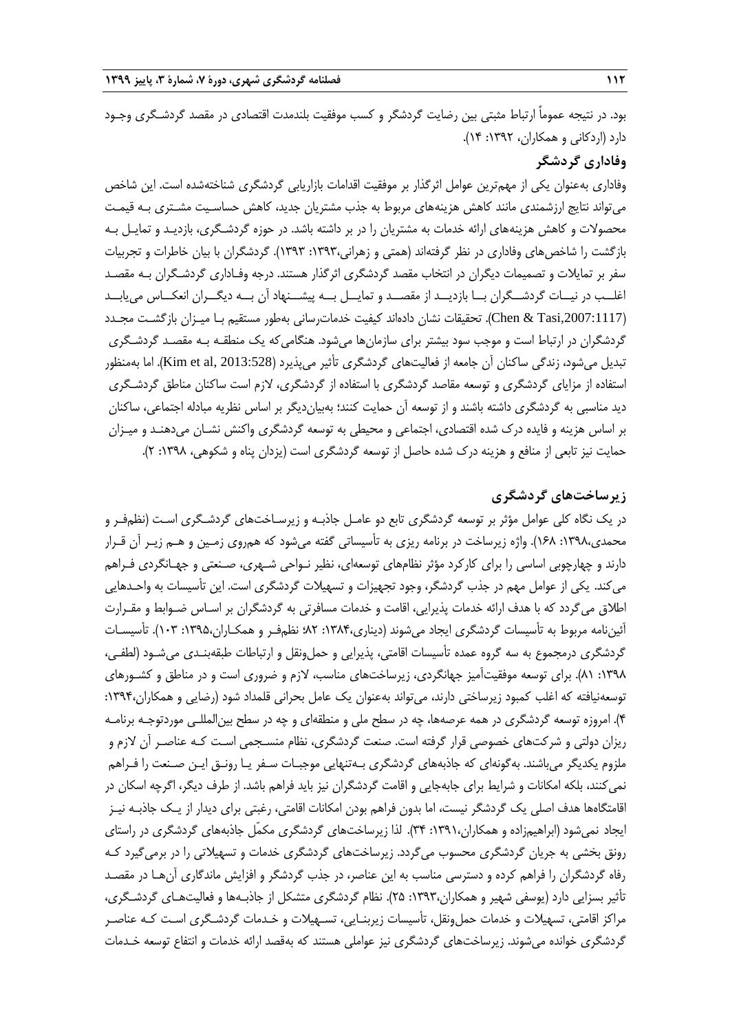بود. در نتیجه عموماً ارتباط مثبتی بین رضایت گردشگر و کسب موفقیت بلندمدت اقتصادی در مقصد گردشگری وجود دارد (اردکانی و همکاران، ۱۳۹۲: ۱۴).

## وفاداری گردشگر

وفاداری به‌عنوان یکی از مهم‌ترین عوامل اثرگذار بر موفقیت اقدامات بازاریابی گردشگری شناخته‌شده است. این شاخص می‌تواند نتایج ارزشمندی مانند کاهش هزینه‌های مربوط به جذب مشتریان جدید، کاهش حساسیت مشتری به قیمت محصولات و کاهش هزینه‌های ارائه خدمات به مشتریان را در بر داشته باشد. در حوزه گردشگری، بازدید و تمایل به بازگشت را شاخص‌های وفاداری در نظر گرفته‌اند (همتی و زهرانی،۱۳۹۳: ۱۳۹۳). گردشگران با بیان خاطرات و تجربیات سفر بر تمایلات و تصمیمات دیگران در انتخاب مقصد گردشگری اثرگذار هستند. درجه وفاداری گردشگران به مقصد اغلب در نیات گردشگران با بازدید از مقصد و تمایل به پیشنهاد آن به دیگران انعکاس می‌یابد (Chen & Tasi,2007:1117). تحقیقات نشان داده‌اند کیفیت خدمات‌رسانی به‌طور مستقیم با میزان بازگشت مجدد گردشگران در ارتباط است و موجب سود بیشتر برای سازمان‌ها می‌شود. هنگامی‌که یک منطقه به مقصد گردشگری تبدیل می‌شود، زندگی ساکنان آن جامعه از فعالیت‌های گردشگری تأثیر می‌پذیرد (Kim et al, 2013:528). اما به‌منظور استفاده از مزایای گردشگری و توسعه مقاصد گردشگری با استفاده از گردشگری، لازم است ساکنان مناطق گردشگری دید مناسبی به گردشگری داشته باشند و از توسعه آن حمایت کنند؛ به‌بیان‌دیگر بر اساس نظریه مبادله اجتماعی، ساکنان بر اساس هزینه و فایده درک شده اقتصادی، اجتماعی و محیطی به توسعه گردشگری واکنش نشان می‌دهند و میزان حمایت نیز تابعی از منافع و هزینه درک شده حاصل از توسعه گردشگری است (یزدان پناه و شکوهی، ۱۳۹۸: ۲).

## زیرساخت‌های گردشگری

در یک نگاه کلی عوامل مؤثر بر توسعه گردشگری تابع دو عامل جاذبه و زیرساخت‌های گردشگری است (نظم‌فر و محمدی،۱۳۹۸: ۱۶۸). واژه زیرساخت در برنامه ریزی به تأسیساتی گفته می‌شود که هم‌روی زمین و هم زیر آن قرار دارند و چهارچوبی اساسی را برای کارکرد مؤثر نظام‌های توسعه‌ای، نظیر نواحی شهری، صنعتی و جهانگردی فراهم می‌کند. یکی از عوامل مهم در جذب گردشگر، وجود تجهیزات و تسهیلات گردشگری است. این تأسیسات به واحدهایی اطلاق می‌گردد که با هدف ارائه خدمات پذیرایی، اقامت و خدمات مسافرتی به گردشگران بر اساس ضوابط و مقررات آئین‌نامه مربوط به تأسیسات گردشگری ایجاد می‌شوند (دیناری،۱۳۸۴: ۸۲؛ نظم‌فر و همکاران،۱۳۹۵: ۱۰۳). تأسیسات گردشگری درمجموع به سه گروه عمده تأسیسات اقامتی، پذیرایی و حمل‌ونقل و ارتباطات طبقه‌بندی می‌شود (لطفی، ۱۳۹۸: ۸۱). برای توسعه موفقیت‌آمیز جهانگردی، زیرساخت‌های مناسب، لازم و ضروری است و در مناطق و کشورهای توسعه‌نیافته که اغلب کمبود زیرساختی دارند، می‌تواند به‌عنوان یک عامل بحرانی قلمداد شود (رضایی و همکاران،۱۳۹۴: ۴). امروزه توسعه گردشگری در همه عرصه‌ها، چه در سطح ملی و منطقه‌ای و چه در سطح بین‌المللی موردتوجه برنامه ریزان دولتی و شرکت‌های خصوصی قرار گرفته است. صنعت گردشگری، نظام منسجمی است که عناصر آن لازم و ملزوم یکدیگر می‌باشند. به‌گونه‌ای که جاذبه‌های گردشگری به‌تنهایی موجبات سفر یا رونق این صنعت را فراهم نمی‌کنند، بلکه امکانات و شرایط برای جابه‌جایی و اقامت گردشگران نیز باید فراهم باشد. از طرف دیگر، اگرچه اسکان در اقامتگاه‌ها هدف اصلی یک گردشگر نیست، اما بدون فراهم بودن امکانات اقامتی، رغبتی برای دیدار از یک جاذبه نیز ایجاد نمی‌شود (ابراهیم‌زاده و همکاران،۱۳۹۱: ۳۴). لذا زیرساخت‌های گردشگری مکمّل جاذبه‌های گردشگری در راستای رونق بخشی به جریان گردشگری محسوب می‌گردد. زیرساخت‌های گردشگری خدمات و تسهیلاتی را در برمی‌گیرد که رفاه گردشگران را فراهم کرده و دسترسی مناسب به این عناصر، در جذب گردشگر و افزایش ماندگاری آن‌ها در مقصد تأثیر بسزایی دارد (یوسفی شهیر و همکاران،۱۳۹۳: ۲۵). نظام گردشگری متشکل از جاذبه‌ها و فعالیت‌های گردشگری، مراکز اقامتی، تسهیلات و خدمات حمل‌ونقل، تأسیسات زیربنایی، تسهیلات و خدمات گردشگری است که عناصر گردشگری خوانده می‌شوند. زیرساخت‌های گردشگری نیز عواملی هستند که به‌قصد ارائه خدمات و انتفاع توسعه خدمات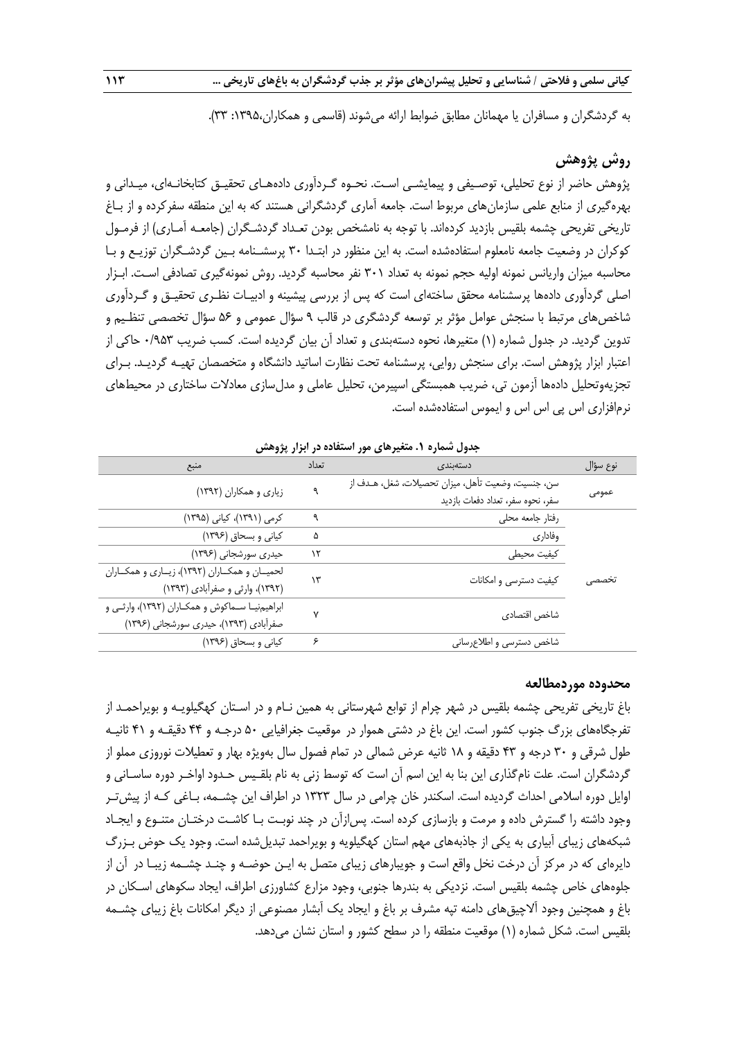به گردشگران و مسافران یا مهمانان مطابق ضوابط ارائه می‌شوند (قاسمی و همکاران،۱۳۹۵: ۳۳).

## روش پژوهش

پژوهش حاضر از نوع تحلیلی، توصیفی و پیمایشی است. نحوه گردآوری داده‌های تحقیق کتابخانه‌ای، میدانی و بهره‌گیری از منابع علمی سازمان‌های مربوط است. جامعه آماری گردشگرانی هستند که به این منطقه سفرکرده و از باغ تاریخی تفریحی چشمه بلقیس بازدید کرده‌اند. با توجه به نامشخص بودن تعداد گردشگران (جامعه آماری) از فرمول کوکران در وضعیت جامعه نامعلوم استفاده‌شده است. به این منظور در ابتدا ۳۰ پرسشنامه بین گردشگران توزیع و با محاسبه میزان واریانس نمونه اولیه حجم نمونه به تعداد ۳۰۱ نفر محاسبه گردید. روش نمونه‌گیری تصادفی است. ابزار اصلی گردآوری داده‌ها پرسشنامه محقق ساخته‌ای است که پس از بررسی پیشینه و ادبیات نظری تحقیق و گردآوری شاخص‌های مرتبط با سنجش عوامل مؤثر بر توسعه گردشگری در قالب ۹ سؤال عمومی و ۵۶ سؤال تخصصی تنظیم و تدوین گردید. در جدول شماره (۱) متغیرها، نحوه دسته‌بندی و تعداد آن بیان گردیده است. کسب ضریب ۰/۹۵۳ حاکی از اعتبار ابزار پژوهش است. برای سنجش روایی، پرسشنامه تحت نظارت اساتید دانشگاه و متخصصان تهیه گردید. برای تجزیه‌وتحلیل داده‌ها آزمون تی، ضریب همبستگی اسپیرمن، تحلیل عاملی و مدل‌سازی معادلات ساختاری در محیط‌های نرم‌افزاری اس پی اس اس و ایموس استفاده‌شده است.

**جدول شماره ۱. متغیرهای مور استفاده در ابزار پژوهش**

| نوع سؤال | دسته‌بندی | تعداد | منبع |
|---|---|---|---|
| عمومی | سن، جنسیت، وضعیت تأهل، میزان تحصیلات، شغل، هدف از سفر، نحوه سفر، تعداد دفعات بازدید | ۹ | زیاری و همکاران (۱۳۹۲) |
| تخصصی | رفتار جامعه محلی | ۹ | کرمی (۱۳۹۱)، کیانی (۱۳۹۵) |
| | وفاداری | ۵ | کیانی و بسحاق (۱۳۹۶) |
| | کیفیت محیطی | ۱۲ | حیدری سورشجانی (۱۳۹۶) |
| | کیفیت دسترسی و امکانات | ۱۳ | لحمیان و همکاران (۱۳۹۲)، زیاری و همکاران (۱۳۹۲)، وارثی و صفرآبادی (۱۳۹۳) |
| | شاخص اقتصادی | ۷ | ابراهیم‌نیا سماکوش و همکاران (۱۳۹۲)، وارثی و صفرآبادی (۱۳۹۳)، حیدری سورشجانی (۱۳۹۶) |
| | شاخص دسترسی و اطلاع‌رسانی | ۶ | کیانی و بسحاق (۱۳۹۶) |

## محدوده موردمطالعه

باغ تاریخی تفریحی چشمه بلقیس در شهر چرام از توابع شهرستانی به همین نام و در استان کهگیلویه و بویراحمد از تفرجگاه‌های بزرگ جنوب کشور است. این باغ در دشتی هموار در موقعیت جغرافیایی ۵۰ درجه و ۴۴ دقیقه و ۴۱ ثانیه طول شرقی و ۳۰ درجه و ۴۳ دقیقه و ۱۸ ثانیه عرض شمالی در تمام فصول سال بخصوص بهار و تعطیلات نوروزی مملو از گردشگران است. علت نام‌گذاری این بنا به این اسم آن است که توسط زنی به نام بلقیس حدود اواخر دوره ساسانی و اوایل دوره اسلامی احداث گردیده است. اسکندر خان چرامی در سال ۱۳۲۳ در اطراف این چشمه، باغی که از پیش‌تر وجود داشته را گسترش داده و مرمت و بازسازی کرده است. پس‌ازآن در چند نوبت با کاشت درختان متنوع و ایجاد شبکه‌های زیبای آبیاری به یکی از جاذبه‌های مهم استان کهگیلویه و بویراحمد تبدیل‌شده است. وجود یک حوض بزرگ دایره‌ای که در مرکز آن درخت نخل واقع است و جویبارهای زیبای متصل به این حوضه و چند چشمه زیبا در آن از جلوه‌های خاص چشمه بلقیس است. نزدیکی به بندرها جنوبی، وجود مزارع کشاورزی اطراف، ایجاد سکوهای اسکان در باغ و همچنین وجود آلاچیق‌های دامنه تپه مشرف بر باغ و ایجاد یک آبشار مصنوعی از دیگر امکانات باغ زیبای چشمه بلقیس است. شکل شماره (۱) موقعیت منطقه را در سطح کشور و استان نشان می‌دهد.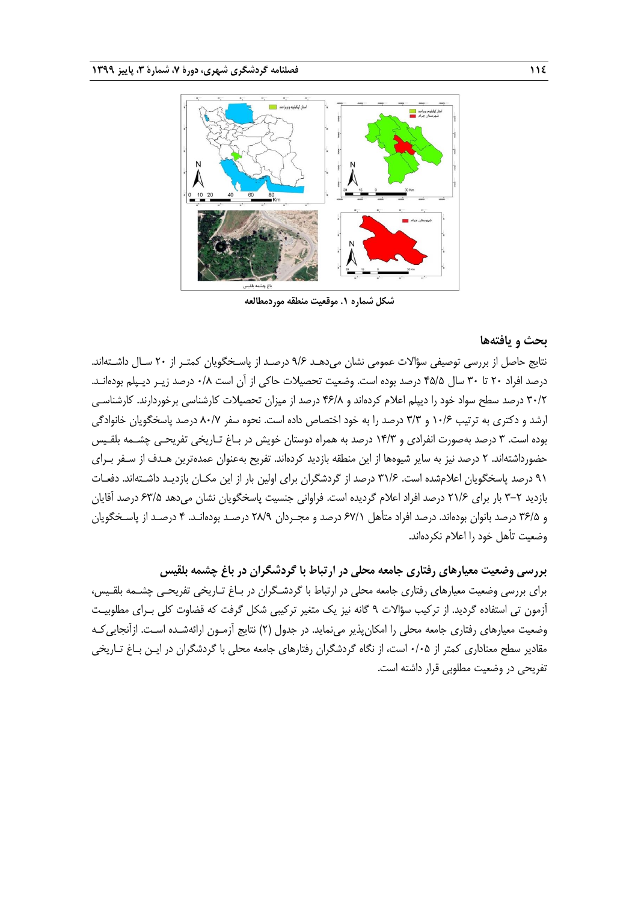شکل شماره ۱. موقعیت منطقه موردمطالعه

## بحث و یافته‌ها

نتایج حاصل از بررسی توصیفی سؤالات عمومی نشان می‌دهد ۹/۶ درصد از پاسخگویان کمتر از ۲۰ سال داشته‌اند. درصد افراد ۲۰ تا ۳۰ سال ۴۵/۵ درصد بوده است. وضعیت تحصیلات حاکی از آن است ۰/۸ درصد زیر دیپلم بوده‌اند. ۳۰/۲ درصد سطح سواد خود را دیپلم اعلام کرده‌اند و ۴۶/۸ درصد از میزان تحصیلات کارشناسی برخوردارند. کارشناسی ارشد و دکتری به ترتیب ۱۰/۶ و ۳/۳ درصد را به خود اختصاص داده است. نحوه سفر ۸۰/۷ درصد پاسخگویان خانوادگی بوده است. ۳ درصد به‌صورت انفرادی و ۱۴/۳ درصد به همراه دوستان خویش در باغ تاریخی تفریحی چشمه بلقیس حضورداشته‌اند. ۲ درصد نیز به سایر شیوه‌ها از این منطقه بازدید کرده‌اند. تفریح به‌عنوان عمده‌ترین هدف از سفر برای ۹۱ درصد پاسخگویان اعلام‌شده است. ۳۱/۶ درصد از گردشگران برای اولین بار از این مکان بازدید داشته‌اند. دفعات بازدید ۲–۳ بار برای ۲۱/۶ درصد افراد اعلام گردیده است. فراوانی جنسیت پاسخگویان نشان می‌دهد ۶۳/۵ درصد آقایان و ۳۶/۵ درصد بانوان بوده‌اند. درصد افراد متأهل ۶۷/۱ درصد و مجردان ۲۸/۹ درصد بوده‌اند. ۴ درصد از پاسخگویان وضعیت تأهل خود را اعلام نکرده‌اند.

### بررسی وضعیت معیارهای رفتاری جامعه محلی در ارتباط با گردشگران در باغ چشمه بلقیس

برای بررسی وضعیت معیارهای رفتاری جامعه محلی در ارتباط با گردشگران در باغ تاریخی تفریحی چشمه بلقیس، آزمون تی استفاده گردید. از ترکیب سؤالات ۹ گانه نیز یک متغیر ترکیبی شکل گرفت که قضاوت کلی برای مطلوبیت وضعیت معیارهای رفتاری جامعه محلی را امکان‌پذیر می‌نماید. در جدول (۲) نتایج آزمون ارائه‌شده است. ازآنجایی‌که مقادیر سطح معناداری کمتر از ۰/۰۵ است، از نگاه گردشگران رفتارهای جامعه محلی با گردشگران در این باغ تاریخی تفریحی در وضعیت مطلوبی قرار داشته است.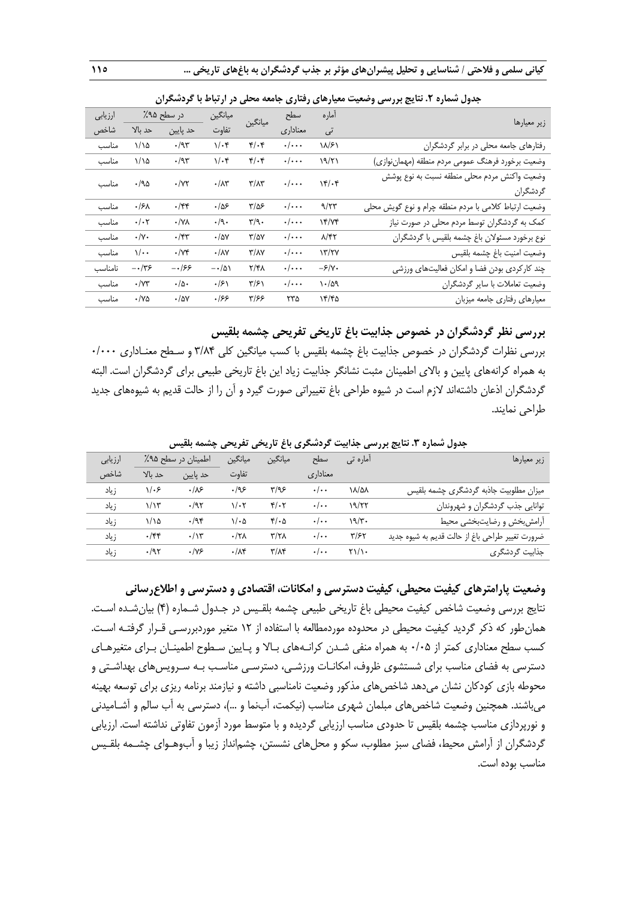**جدول شماره ۲. نتایج بررسی وضعیت معیارهای رفتاری جامعه محلی در ارتباط با گردشگران**

| زیر معیارها | آماره تی | سطح معناداری | میانگین | میانگین تفاوت | در سطح ۹۵٪ حد پایین | حد بالا | ارزیابی شاخص |
|---|---|---|---|---|---|---|---|
| رفتارهای جامعه محلی در برابر گردشگران | ۱۸/۶۱ | ۰/۰۰۰ | ۴/۰۴ | ۱/۰۴ | ۰/۹۳ | ۱/۱۵ | مناسب |
| وضعیت برخورد فرهنگ عمومی مردم منطقه (مهمان‌نوازی) | ۱۹/۲۱ | ۰/۰۰۰ | ۴/۰۴ | ۱/۰۴ | ۰/۹۳ | ۱/۱۵ | مناسب |
| وضعیت واکنش مردم محلی منطقه نسبت به نوع پوشش گردشگران | ۱۴/۰۴ | ۰/۰۰۰ | ۳/۸۳ | ۰/۸۳ | ۰/۷۲ | ۰/۹۵ | مناسب |
| وضعیت ارتباط کلامی با مردم منطقه چرام و نوع گویش محلی | ۹/۲۳ | ۰/۰۰۰ | ۳/۵۶ | ۰/۵۶ | ۰/۴۴ | ۰/۶۸ | مناسب |
| کمک به گردشگران توسط مردم محلی در صورت نیاز | ۱۴/۷۴ | ۰/۰۰۰ | ۳/۹۰ | ۰/۹۰ | ۰/۷۸ | ۰/۰۲ | مناسب |
| نوع برخورد مسئولان باغ چشمه بلقیس با گردشگران | ۸/۴۲ | ۰/۰۰۰ | ۳/۵۷ | ۰/۵۷ | ۰/۴۳ | ۰/۷۰ | مناسب |
| وضعیت امنیت باغ چشمه بلقیس | ۱۳/۲۷ | ۰/۰۰۰ | ۳/۸۷ | ۰/۸۷ | ۰/۷۴ | ۱/۰۰ | مناسب |
| چند کارکردی بودن فضا و امکان فعالیت‌های ورزشی | ۶/۷۰- | ۰/۰۰۰ | ۲/۴۸ | ۰/۵۱- | ۰/۶۶- | ۰/۳۶- | نامناسب |
| وضعیت تعاملات با سایر گردشگران | ۱۰/۵۹ | ۰/۰۰۰ | ۳/۶۱ | ۰/۶۱ | ۰/۵۰ | ۰/۷۳ | مناسب |
| معیارهای رفتاری جامعه میزبان | ۱۴/۴۵ | ۲۳۵ | ۳/۶۶ | ۰/۶۶ | ۰/۵۷ | ۰/۷۵ | مناسب |

## بررسی نظر گردشگران در خصوص جذابیت باغ تاریخی تفریحی چشمه بلقیس

بررسی نظرات گردشگران در خصوص جذابیت باغ چشمه بلقیس با کسب میانگین کلی ۳/۸۴ و سطح معناداری ۰/۰۰۰ به همراه کرانه‌های پایین و بالای اطمینان مثبت نشانگر جذابیت زیاد این باغ تاریخی طبیعی برای گردشگران است. البته گردشگران اذعان داشته‌اند لازم است در شیوه طراحی باغ تغییراتی صورت گیرد و آن را از حالت قدیم به شیوه‌های جدید طراحی نمایند.

**جدول شماره ۳. نتایج بررسی جذابیت گردشگری باغ تاریخی تفریحی چشمه بلقیس**

| زیر معیارها | آماره تی | سطح معناداری | میانگین | میانگین تفاوت | اطمینان در سطح ۹۵٪ حد پایین | حد بالا | ارزیابی شاخص |
|---|---|---|---|---|---|---|---|
| میزان مطلوبیت جاذبه گردشگری چشمه بلقیس | ۱۸/۵۸ | ۰/۰۰ | ۳/۹۶ | ۰/۹۶ | ۰/۸۶ | ۱/۰۶ | زیاد |
| توانایی جذب گردشگران و شهروندان | ۱۹/۲۲ | ۰/۰۰ | ۴/۰۲ | ۱/۰۲ | ۰/۹۲ | ۱/۱۳ | زیاد |
| آرامش‌بخش و رضایت‌بخشی محیط | ۱۹/۳۰ | ۰/۰۰ | ۴/۰۵ | ۱/۰۵ | ۰/۹۴ | ۱/۱۵ | زیاد |
| ضرورت تغییر طراحی باغ از حالت قدیم به شیوه جدید | ۳/۶۲ | ۰/۰۰ | ۳/۲۸ | ۰/۲۸ | ۰/۱۳ | ۰/۴۴ | زیاد |
| جذابیت گردشگری | ۲۱/۱۰ | ۰/۰۰ | ۳/۸۴ | ۰/۸۴ | ۰/۷۶ | ۰/۹۲ | زیاد |

## وضعیت پارامترهای کیفیت محیطی، کیفیت دسترسی و امکانات، اقتصادی و دسترسی و اطلاع‌رسانی

نتایج بررسی وضعیت شاخص کیفیت محیطی باغ تاریخی طبیعی چشمه بلقیس در جدول شماره (۴) بیان‌شده است. همان‌طور که ذکر گردید کیفیت محیطی در محدوده موردمطالعه با استفاده از ۱۲ متغیر موردبررسی قرار گرفته است. کسب سطح معناداری کمتر از ۰/۰۵ به همراه منفی شدن کرانه‌های بالا و پایین سطوح اطمینان برای متغیرهای دسترسی به فضای مناسب برای شستشوی ظروف، امکانات ورزشی، دسترسی مناسب به سرویس‌های بهداشتی و محوطه بازی کودکان نشان می‌دهد شاخص‌های مذکور وضعیت نامناسبی داشته و نیازمند برنامه ریزی برای توسعه بهینه می‌باشند. همچنین وضعیت شاخص‌های مبلمان شهری مناسب (نیکمت، آب‌نما و ...)، دسترسی به آب سالم و آشامیدنی و نورپردازی مناسب چشمه بلقیس تا حدودی مناسب ارزیابی گردیده و با متوسط مورد آزمون تفاوتی نداشته است. ارزیابی گردشگران از آرامش محیط، فضای سبز مطلوب، سکو و محل‌های نشستن، چشم‌انداز زیبا و آب‌وهوای چشمه بلقیس مناسب بوده است.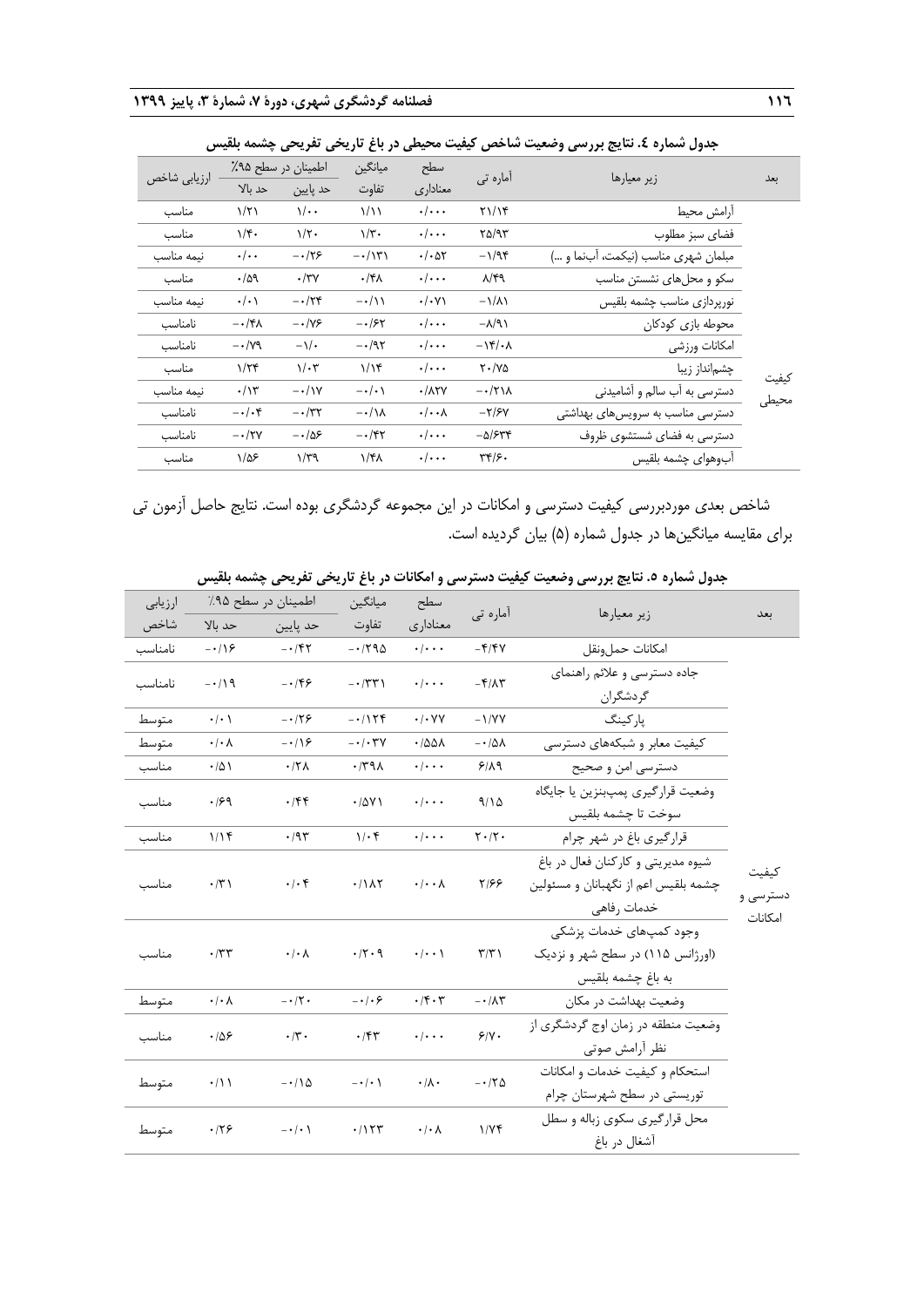**جدول شماره ٤. نتایج بررسی وضعیت شاخص کیفیت محیطی در باغ تاریخی تفریحی چشمه بلقیس**

| بعد | زیر معیارها | آماره تی | سطح معناداری | میانگین تفاوت | اطمینان در سطح ۹۵٪ | | ارزیابی شاخص |
|---|---|---|---|---|---|---|---|
| | | | | | حد پایین | حد بالا | |
| کیفیت محیطی | آرامش محیط | ۲۱/۱۴ | ۰/۰۰۰ | ۱/۱۱ | ۱/۰۰ | ۱/۲۱ | مناسب |
| | فضای سبز مطلوب | ۲۵/۹۳ | ۰/۰۰۰ | ۱/۳۰ | ۱/۲۰ | ۱/۴۰ | مناسب |
| | مبلمان شهری مناسب (نیکمت، آب‌نما و ...) | ۱/۹۴− | ۰/۰۵۲ | ۰/۱۳۱− | ۰/۲۶− | ۰/۰۰ | نیمه مناسب |
| | سکو و محل‌های نشستن مناسب | ۸/۴۹ | ۰/۰۰۰ | ۰/۴۸ | ۰/۳۷ | ۰/۵۹ | مناسب |
| | نورپردازی مناسب چشمه بلقیس | ۱/۸۱− | ۰/۰۷۱ | ۰/۱۱− | ۰/۲۴− | ۰/۰۱ | نیمه مناسب |
| | محوطه بازی کودکان | ۸/۹۱− | ۰/۰۰۰ | ۰/۶۲− | ۰/۷۶− | ۰/۴۸− | نامناسب |
| | امکانات ورزشی | ۱۴/۰۸− | ۰/۰۰۰ | ۰/۹۲− | ۱/۰− | ۰/۷۹− | نامناسب |
| | چشم‌انداز زیبا | ۲۰/۷۵ | ۰/۰۰۰ | ۱/۱۴ | ۱/۰۳ | ۱/۲۴ | مناسب |
| | دسترسی به آب سالم و آشامیدنی | ۰/۲۱۸− | ۰/۸۲۷ | ۰/۰۱− | ۰/۱۷− | ۰/۱۳ | نیمه مناسب |
| | دسترسی مناسب به سرویس‌های بهداشتی | ۲/۶۷− | ۰/۰۰۸ | ۰/۱۸− | ۰/۳۲− | ۰/۰۴− | نامناسب |
| | دسترسی به فضای شستشوی ظروف | ۵/۶۳۴− | ۰/۰۰۰ | ۰/۴۲− | ۰/۵۶− | ۰/۲۷− | نامناسب |
| | آب‌وهوای چشمه بلقیس | ۳۴/۶۰ | ۰/۰۰۰ | ۱/۴۸ | ۱/۳۹ | ۱/۵۶ | مناسب |

شاخص بعدی موردبررسی کیفیت دسترسی و امکانات در این مجموعه گردشگری بوده است. نتایج حاصل آزمون تی برای مقایسه میانگین‌ها در جدول شماره (۵) بیان گردیده است.

**جدول شماره ٥. نتایج بررسی وضعیت کیفیت دسترسی و امکانات در باغ تاریخی تفریحی چشمه بلقیس**

| بعد | زیر معیارها | آماره تی | سطح معناداری | میانگین تفاوت | اطمینان در سطح ۹۵٪ | | ارزیابی شاخص |
|---|---|---|---|---|---|---|---|
| | | | | | حد پایین | حد بالا | |
| کیفیت دسترسی و امکانات | امکانات حمل‌ونقل | ۴/۴۷− | ۰/۰۰۰ | ۰/۲۹۵− | ۰/۴۲− | ۰/۱۶− | نامناسب |
| | جاده دسترسی و علائم راهنمای گردشگران | ۴/۸۳− | ۰/۰۰۰ | ۰/۳۳۱− | ۰/۴۶− | ۰/۱۹− | نامناسب |
| | پارکینگ | ۱/۷۷− | ۰/۰۷۷ | ۰/۱۲۴− | ۰/۲۶− | ۰/۰۱ | متوسط |
| | کیفیت معابر و شبکه‌های دسترسی | ۰/۵۸− | ۰/۵۵۸ | ۰/۰۳۷− | ۰/۱۶− | ۰/۰۸ | متوسط |
| | دسترسی امن و صحیح | ۶/۸۹ | ۰/۰۰۰ | ۰/۳۹۸ | ۰/۲۸ | ۰/۵۱ | مناسب |
| | وضعیت قرارگیری پمپ‌بنزین یا جایگاه سوخت تا چشمه بلقیس | ۹/۱۵ | ۰/۰۰۰ | ۰/۵۷۱ | ۰/۴۴ | ۰/۶۹ | مناسب |
| | قرارگیری باغ در شهر چرام | ۲۰/۲۰ | ۰/۰۰۰ | ۱/۰۴ | ۰/۹۳ | ۱/۱۴ | مناسب |
| | شیوه مدیریتی و کارکنان فعال در باغ چشمه بلقیس اعم از نگهبانان و مسئولین خدمات رفاهی | ۲/۶۶ | ۰/۰۰۸ | ۰/۱۸۲ | ۰/۰۴ | ۰/۳۱ | مناسب |
| | وجود کمپ‌های خدمات پزشکی (اورژانس ۱۱۵) در سطح شهر و نزدیک به باغ چشمه بلقیس | ۳/۳۱ | ۰/۰۰۱ | ۰/۲۰۹ | ۰/۰۸ | ۰/۳۳ | مناسب |
| | وضعیت بهداشت در مکان | ۰/۸۳− | ۰/۴۰۳ | ۰/۰۶− | ۰/۲۰− | ۰/۰۸ | متوسط |
| | وضعیت منطقه در زمان اوج گردشگری از نظر آرامش صوتی | ۶/۷۰ | ۰/۰۰۰ | ۰/۴۳ | ۰/۳۰ | ۰/۵۶ | مناسب |
| | استحکام و کیفیت خدمات و امکانات توریستی در سطح شهرستان چرام | ۰/۲۵− | ۰/۸۰ | ۰/۰۱− | ۰/۱۵− | ۰/۱۱ | متوسط |
| | محل قرارگیری سکوی زباله و سطل آشغال در باغ | ۱/۷۴ | ۰/۰۸ | ۰/۱۲۳ | ۰/۰۱− | ۰/۲۶ | متوسط |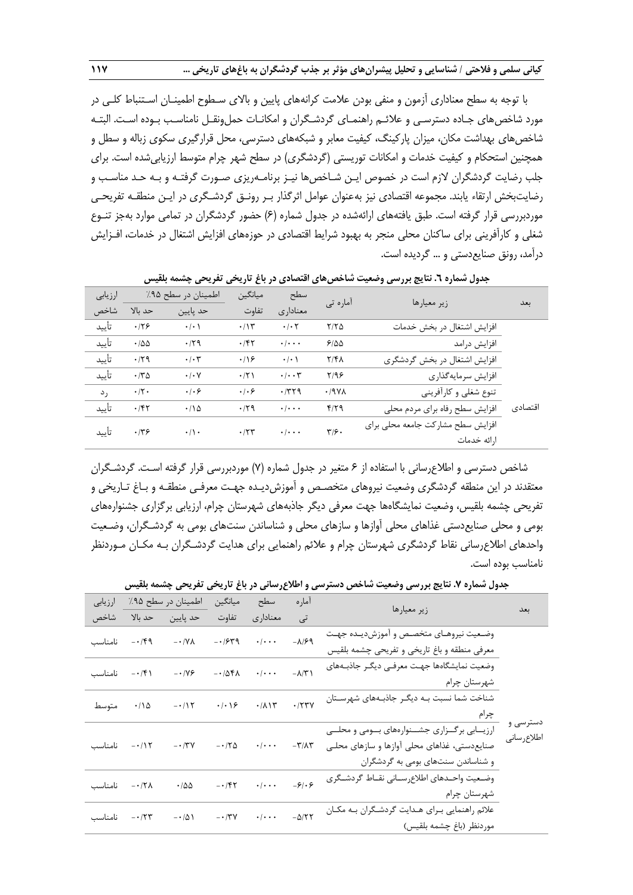با توجه به سطح معناداری آزمون و منفی بودن علامت کرانه‌های پایین و بالای سطوح اطمینان استنباط کلی در مورد شاخص‌های جاده دسترسی و علائم راهنمای گردشگران و امکانات حمل‌ونقل نامناسب بوده است. البته شاخص‌های بهداشت مکان، میزان پارکینگ، کیفیت معابر و شبکه‌های دسترسی، محل قرارگیری سکوی زباله و سطل و همچنین استحکام و کیفیت خدمات و امکانات توریستی (گردشگری) در سطح شهر چرام متوسط ارزیابی‌شده است. برای جلب رضایت گردشگران لازم است در خصوص این شاخص‌ها نیز برنامه‌ریزی صورت گرفته و به حد مناسب و رضایت‌بخش ارتقاء یابند. مجموعه اقتصادی نیز به‌عنوان عوامل اثرگذار بر رونق گردشگری در این منطقه تفریحی موردبررسی قرار گرفته است. طبق یافته‌های ارائه‌شده در جدول شماره (۶) حضور گردشگران در تمامی موارد به‌جز تنوع شغلی و کارآفرینی برای ساکنان محلی منجر به بهبود شرایط اقتصادی در حوزه‌های افزایش اشتغال در خدمات، افزایش درآمد، رونق صنایع‌دستی و ... گردیده است.

**جدول شماره ٦. نتایج بررسی وضعیت شاخص‌های اقتصادی در باغ تاریخی تفریحی چشمه بلقیس**

| بعد | زیر معیارها | آماره تی | سطح معناداری | میانگین تفاوت | اطمینان در سطح ۹۵٪ | | ارزیابی شاخص |
|---|---|---|---|---|---|---|---|
| | | | | | حد پایین | حد بالا | |
| اقتصادی | افزایش اشتغال در بخش خدمات | ۲/۲۵ | ۰/۰۲ | ۰/۱۳ | ۰/۰۱ | ۰/۲۶ | تأیید |
| | افزایش درامد | ۶/۵۵ | ۰/۰۰۰ | ۰/۴۲ | ۰/۲۹ | ۰/۵۵ | تأیید |
| | افزایش اشتغال در بخش گردشگری | ۲/۴۸ | ۰/۰۱ | ۰/۱۶ | ۰/۰۳ | ۰/۲۹ | تأیید |
| | افزایش سرمایه‌گذاری | ۲/۹۶ | ۰/۰۰۳ | ۰/۲۱ | ۰/۰۷ | ۰/۳۵ | تأیید |
| | تنوع شغلی و کارآفرینی | ۰/۹۷۸ | ۰/۳۲۹ | ۰/۰۶ | ۰/۰۶ | ۰/۲۰ | رد |
| | افزایش سطح رفاه برای مردم محلی | ۴/۲۹ | ۰/۰۰۰ | ۰/۲۹ | ۰/۱۵ | ۰/۴۲ | تأیید |
| | افزایش سطح مشارکت جامعه محلی برای ارائه خدمات | ۳/۶۰ | ۰/۰۰۰ | ۰/۲۳ | ۰/۱۰ | ۰/۳۶ | تأیید |

شاخص دسترسی و اطلاع‌رسانی با استفاده از ۶ متغیر در جدول شماره (۷) موردبررسی قرار گرفته است. گردشگران معتقدند در این منطقه گردشگری وضعیت نیروهای متخصص و آموزش‌دیده جهت معرفی منطقه و باغ تاریخی و تفریحی چشمه بلقیس، وضعیت نمایشگاه‌ها جهت معرفی دیگر جاذبه‌های شهرستان چرام، ارزیابی برگزاری جشنواره‌های بومی و محلی صنایع‌دستی غذاهای محلی آوازها و سازهای محلی و شناساندن سنت‌های بومی به گردشگران، وضعیت واحدهای اطلاع‌رسانی نقاط گردشگری شهرستان چرام و علائم راهنمایی برای هدایت گردشگران به مکان موردنظر نامناسب بوده است.

**جدول شماره ۷. نتایج بررسی وضعیت شاخص دسترسی و اطلاع‌رسانی در باغ تاریخی تفریحی چشمه بلقیس**

| بعد | زیر معیارها | آماره تی | سطح معناداری | میانگین تفاوت | اطمینان در سطح ۹۵٪ | | ارزیابی شاخص |
|---|---|---|---|---|---|---|---|
| | | | | | حد پایین | حد بالا | |
| دسترسی و اطلاع‌رسانی | وضعیت نیروهای متخصص و آموزش‌دیده جهت معرفی منطقه و باغ تاریخی و تفریحی چشمه بلقیس | -۸/۶۹ | ۰/۰۰۰ | -۰/۶۳۹ | -۰/۷۸ | -۰/۴۹ | نامناسب |
| | وضعیت نمایشگاه‌ها جهت معرفی دیگر جاذبه‌های شهرستان چرام | -۸/۳۱ | ۰/۰۰۰ | -۰/۵۴۸ | -۰/۷۶ | -۰/۴۱ | نامناسب |
| | شناخت شما نسبت به دیگر جاذبه‌های شهرستان چرام | ۰/۲۳۷ | ۰/۸۱۳ | ۰/۰۱۶ | -۰/۱۲ | ۰/۱۵ | متوسط |
| | ارزیابی برگزاری جشنواره‌های بومی و محلی صنایع‌دستی، غذاهای محلی آوازها و سازهای محلی و شناساندن سنت‌های بومی به گردشگران | -۳/۸۳ | ۰/۰۰۰ | -۰/۲۵ | -۰/۳۷ | -۰/۱۲ | نامناسب |
| | وضعیت واحدهای اطلاع‌رسانی نقاط گردشگری شهرستان چرام | -۶/۰۶ | ۰/۰۰۰ | -۰/۴۲ | ۰/۵۵ | -۰/۲۸ | نامناسب |
| | علائم راهنمایی برای هدایت گردشگران به مکان موردنظر (باغ چشمه بلقیس) | -۵/۲۲ | ۰/۰۰۰ | -۰/۳۷ | -۰/۵۱ | -۰/۲۳ | نامناسب |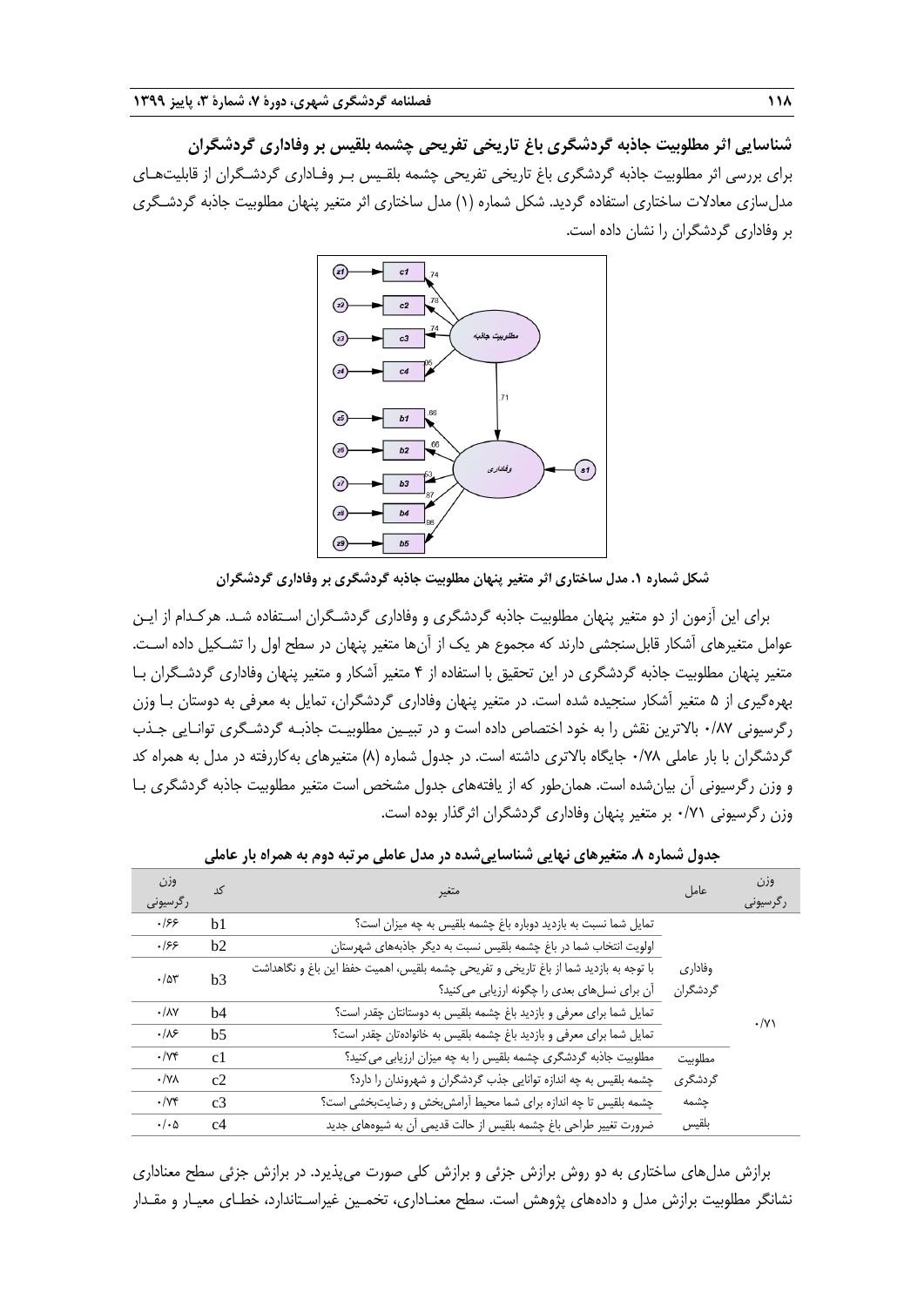**شناسایی اثر مطلوبیت جاذبه گردشگری باغ تاریخی تفریحی چشمه بلقیس بر وفاداری گردشگران**

برای بررسی اثر مطلوبیت جاذبه گردشگری باغ تاریخی تفریحی چشمه بلقیس بر وفاداری گردشگران از قابلیت‌های مدل‌سازی معادلات ساختاری استفاده گردید. شکل شماره (۱) مدل ساختاری اثر متغیر پنهان مطلوبیت جاذبه گردشگری بر وفاداری گردشگران را نشان داده است.

**شکل شماره ۱. مدل ساختاری اثر متغیر پنهان مطلوبیت جاذبه گردشگری بر وفاداری گردشگران**

برای این آزمون از دو متغیر پنهان مطلوبیت جاذبه گردشگری و وفاداری گردشگران استفاده شد. هرکدام از این عوامل متغیرهای آشکار قابل‌سنجشی دارند که مجموع هر یک از آن‌ها متغیر پنهان در سطح اول را تشکیل داده است. متغیر پنهان مطلوبیت جاذبه گردشگری در این تحقیق با استفاده از ۴ متغیر آشکار و متغیر پنهان وفاداری گردشگران با بهره‌گیری از ۵ متغیر آشکار سنجیده شده است. در متغیر پنهان وفاداری گردشگران، تمایل به معرفی به دوستان با وزن رگرسیونی ۰/۸۷ بالاترین نقش را به خود اختصاص داده است و در تبیین مطلوبیت جاذبه گردشگری توانایی جذب گردشگران با بار عاملی ۰/۷۸ جایگاه بالاتری داشته است. در جدول شماره (۸) متغیرهای به‌کاررفته در مدل به همراه کد و وزن رگرسیونی آن بیان‌شده است. همان‌طور که از یافته‌های جدول مشخص است متغیر مطلوبیت جاذبه گردشگری با وزن رگرسیونی ۰/۷۱ بر متغیر پنهان وفاداری گردشگران اثرگذار بوده است.

**جدول شماره ۸. متغیرهای نهایی شناسایی‌شده در مدل عاملی مرتبه دوم به همراه بار عاملی**

| وزن رگرسیونی | عامل | متغیر | کد | وزن رگرسیونی |
|---|---|---|---|---|
| | وفاداری گردشگران | تمایل شما نسبت به بازدید دوباره باغ چشمه بلقیس به چه میزان است؟ | b1 | ۰/۶۶ |
| | | اولویت انتخاب شما در باغ چشمه بلقیس نسبت به دیگر جاذبه‌های شهرستان | b2 | ۰/۶۶ |
| | | با توجه به بازدید شما از باغ تاریخی و تفریحی چشمه بلقیس، اهمیت حفظ این باغ و نگاهداشت آن برای نسل‌های بعدی را چگونه ارزیابی می‌کنید؟ | b3 | ۰/۵۳ |
| | | تمایل شما برای معرفی و بازدید باغ چشمه بلقیس به دوستانتان چقدر است؟ | b4 | ۰/۸۷ |
| ۰/۷۱ | | تمایل شما برای معرفی و بازدید باغ چشمه بلقیس به خانواده‌تان چقدر است؟ | b5 | ۰/۸۶ |
| | مطلوبیت گردشگری چشمه بلقیس | مطلوبیت جاذبه گردشگری چشمه بلقیس را به چه میزان ارزیابی می‌کنید؟ | c1 | ۰/۷۴ |
| | | چشمه بلقیس به چه اندازه توانایی جذب گردشگران و شهروندان را دارد؟ | c2 | ۰/۷۸ |
| | | چشمه بلقیس تا چه اندازه برای شما محیط آرامش‌بخش و رضایت‌بخشی است؟ | c3 | ۰/۷۴ |
| | | ضرورت تغییر طراحی باغ چشمه بلقیس از حالت قدیمی آن به شیوه‌های جدید | c4 | ۰/۰۵ |

برازش مدل‌های ساختاری به دو روش برازش جزئی و برازش کلی صورت می‌پذیرد. در برازش جزئی سطح معناداری نشانگر مطلوبیت برازش مدل و داده‌های پژوهش است. سطح معناداری، تخمین غیراستاندارد، خطای معیار و مقدار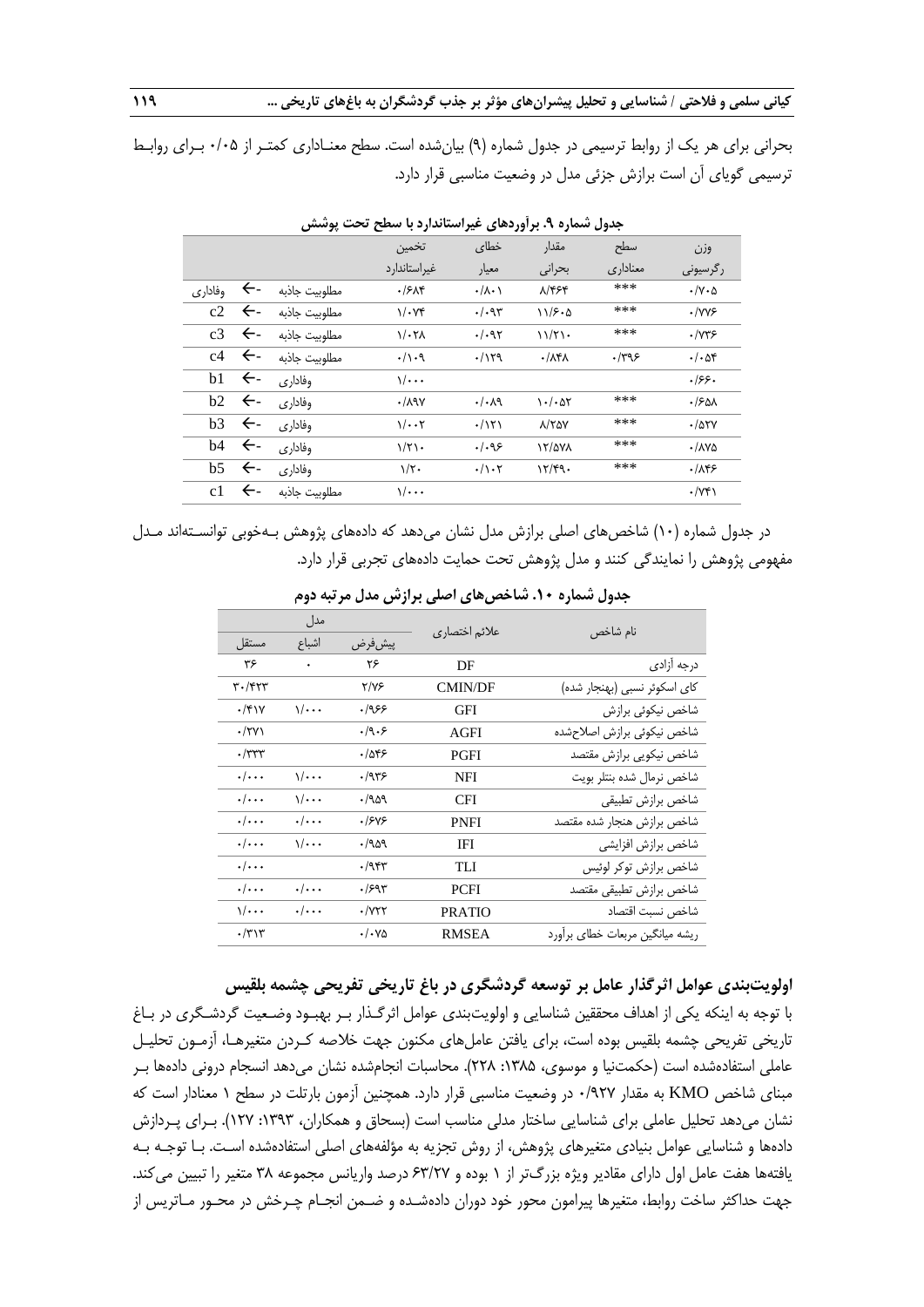بحرانی برای هر یک از روابط ترسیمی در جدول شماره (۹) بیان‌شده است. سطح معناداری کمتر از ۰/۰۵ برای روابط ترسیمی گویای آن است برازش جزئی مدل در وضعیت مناسبی قرار دارد.

**جدول شماره ۹. برآوردهای غیراستاندارد با سطح تحت پوشش**

| | | | تخمین غیراستاندارد | خطای معیار | مقدار بحرانی | سطح معناداری | وزن رگرسیونی |
|---|---|---|---|---|---|---|---|
| وفاداری | <- | مطلوبیت جاذبه | ۰/۶۸۴ | ۰/۰۸۱ | ۸/۴۶۴ | *** | ۰/۷۰۵ |
| c2 | <- | مطلوبیت جاذبه | ۱/۰۷۴ | ۰/۰۹۳ | ۱۱/۶۰۵ | *** | ۰/۷۷۶ |
| c3 | <- | مطلوبیت جاذبه | ۱/۰۲۸ | ۰/۰۹۲ | ۱۱/۲۱۰ | *** | ۰/۷۳۶ |
| c4 | <- | مطلوبیت جاذبه | ۰/۱۰۹ | ۰/۱۲۹ | ۰/۸۴۸ | ۰/۳۹۶ | ۰/۰۵۴ |
| b1 | <- | وفاداری | ۱/۰۰۰ | | | | ۰/۶۶۰ |
| b2 | <- | وفاداری | ۰/۸۹۷ | ۰/۰۸۹ | ۱۰/۰۵۲ | *** | ۰/۶۵۸ |
| b3 | <- | وفاداری | ۱/۰۰۲ | ۰/۱۲۱ | ۸/۲۵۷ | *** | ۰/۵۲۷ |
| b4 | <- | وفاداری | ۱/۲۱۰ | ۰/۰۹۶ | ۱۲/۵۷۸ | *** | ۰/۸۷۵ |
| b5 | <- | وفاداری | ۱/۲۰ | ۰/۱۰۲ | ۱۲/۴۹۰ | *** | ۰/۸۴۶ |
| c1 | <- | مطلوبیت جاذبه | ۱/۰۰۰ | | | | ۰/۷۴۱ |

در جدول شماره (۱۰) شاخص‌های اصلی برازش مدل نشان می‌دهد که داده‌های پژوهش به‌خوبی توانسته‌اند مدل مفهومی پژوهش را نمایندگی کنند و مدل پژوهش تحت حمایت داده‌های تجربی قرار دارد.

**جدول شماره ۱۰. شاخص‌های اصلی برازش مدل مرتبه دوم**

| نام شاخص | علائم اختصاری | مدل | | |
|---|---|---|---|---|
| | | پیش‌فرض | اشباع | مستقل |
| درجه آزادی | DF | ۲۶ | ۰ | ۳۶ |
| کای اسکوئر نسبی (بهنجار شده) | CMIN/DF | ۲/۷۶ | | ۳۰/۴۲۳ |
| شاخص نیکوئی برازش | GFI | ۰/۹۶۶ | ۱/۰۰۰ | ۰/۴۱۷ |
| شاخص نیکوئی برازش اصلاح‌شده | AGFI | ۰/۹۰۶ | | ۰/۲۷۱ |
| شاخص نیکویی برازش مقتصد | PGFI | ۰/۵۴۶ | | ۰/۳۳۳ |
| شاخص نرمال شده بنتلر بویت | NFI | ۰/۹۳۶ | ۱/۰۰۰ | ۰/۰۰۰ |
| شاخص برازش تطبیقی | CFI | ۰/۹۵۹ | ۱/۰۰۰ | ۰/۰۰۰ |
| شاخص برازش هنجار شده مقتصد | PNFI | ۰/۶۷۶ | ۰/۰۰۰ | ۰/۰۰۰ |
| شاخص برازش افزایشی | IFI | ۰/۹۵۹ | ۱/۰۰۰ | ۰/۰۰۰ |
| شاخص برازش توکر لوئیس | TLI | ۰/۹۴۳ | | ۰/۰۰۰ |
| شاخص برازش تطبیقی مقتصد | PCFI | ۰/۶۹۳ | ۰/۰۰۰ | ۰/۰۰۰ |
| شاخص نسبت اقتصاد | PRATIO | ۰/۷۲۲ | ۰/۰۰۰ | ۱/۰۰۰ |
| ریشه میانگین مربعات خطای برآورد | RMSEA | ۰/۰۷۵ | | ۰/۳۱۳ |

## اولویت‌بندی عوامل اثرگذار عامل بر توسعه گردشگری در باغ تاریخی تفریحی چشمه بلقیس

با توجه به اینکه یکی از اهداف محققین شناسایی و اولویت‌بندی عوامل اثرگذار بر بهبود وضعیت گردشگری در باغ تاریخی تفریحی چشمه بلقیس بوده است، برای یافتن عامل‌های مکنون جهت خلاصه کردن متغیرها، آزمون تحلیل عاملی استفاده‌شده است (حکمت‌نیا و موسوی، ۱۳۸۵: ۲۲۸). محاسبات انجام‌شده نشان می‌دهد انسجام درونی داده‌ها بر مبنای شاخص KMO به مقدار ۰/۹۲۷ در وضعیت مناسبی قرار دارد. همچنین آزمون بارتلت در سطح ۱ معنادار است که نشان می‌دهد تحلیل عاملی برای شناسایی ساختار مدلی مناسب است (بسحاق و همکاران، ۱۳۹۳: ۱۲۷). برای پردازش داده‌ها و شناسایی عوامل بنیادی متغیرهای پژوهش، از روش تجزیه به مؤلفه‌های اصلی استفاده‌شده است. با توجه به یافته‌ها هفت عامل اول دارای مقادیر ویژه بزرگ‌تر از ۱ بوده و ۶۳/۲۷ درصد واریانس مجموعه ۳۸ متغیر را تبیین می‌کند. جهت حداکثر ساخت روابط، متغیرها پیرامون محور خود دوران داده‌شده و ضمن انجام چرخش در محور ماتریس از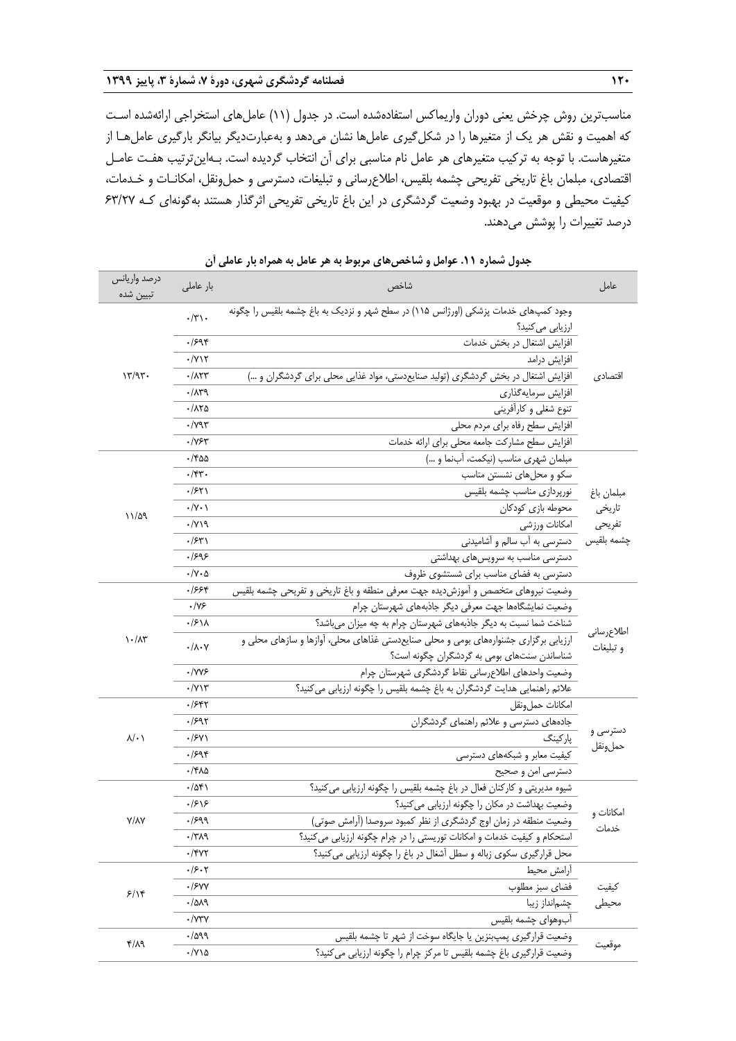مناسب‌ترین روش چرخش یعنی دوران واریماکس استفاده‌شده است. در جدول (۱۱) عامل‌های استخراجی ارائه‌شده است که اهمیت و نقش هر یک از متغیرها را در شکل‌گیری عامل‌ها نشان می‌دهد و به‌عبارت‌دیگر بیانگر بارگیری عامل‌ها از متغیرهاست. با توجه به ترکیب متغیرهای هر عامل نام مناسبی برای آن انتخاب گردیده است. به‌این‌ترتیب هفت عامل اقتصادی، مبلمان باغ تاریخی تفریحی چشمه بلقیس، اطلاع‌رسانی و تبلیغات، دسترسی و حمل‌ونقل، امکانات و خدمات، کیفیت محیطی و موقعیت در بهبود وضعیت گردشگری در این باغ تاریخی تفریحی اثرگذار هستند به‌گونه‌ای که ۶۳/۲۷ درصد تغییرات را پوشش می‌دهند.

**جدول شماره ۱۱. عوامل و شاخص‌های مربوط به هر عامل به همراه بار عاملی آن**

| عامل | شاخص | بار عاملی | درصد واریانس تبیین شده |
|---|---|---|---|
| اقتصادی | وجود کمپ‌های خدمات پزشکی (اورژانس ۱۱۵) در سطح شهر و نزدیک به باغ چشمه بلقیس را چگونه ارزیابی می‌کنید؟ | ۰/۳۱۰ | ۱۳/۹۳۰ |
| | افزایش اشتغال در بخش خدمات | ۰/۶۹۴ | |
| | افزایش درامد | ۰/۷۱۲ | |
| | افزایش اشتغال در بخش گردشگری (تولید صنایع‌دستی، مواد غذایی محلی برای گردشگران و ...) | ۰/۸۲۳ | |
| | افزایش سرمایه‌گذاری | ۰/۸۳۹ | |
| | تنوع شغلی و کارآفرینی | ۰/۸۲۵ | |
| | افزایش سطح رفاه برای مردم محلی | ۰/۷۹۳ | |
| | افزایش سطح مشارکت جامعه محلی برای ارائه خدمات | ۰/۷۶۳ | |
| مبلمان باغ تاریخی تفریحی چشمه بلقیس | مبلمان شهری مناسب (نیکمت، آب‌نما و ...) | ۰/۴۵۵ | ۱۱/۵۹ |
| | سکو و محل‌های نشستن مناسب | ۰/۴۳۰ | |
| | نورپردازی مناسب چشمه بلقیس | ۰/۶۲۱ | |
| | محوطه بازی کودکان | ۰/۷۰۱ | |
| | امکانات ورزشی | ۰/۷۱۹ | |
| | دسترسی به آب سالم و آشامیدنی | ۰/۶۳۱ | |
| | دسترسی مناسب به سرویس‌های بهداشتی | ۰/۶۹۶ | |
| | دسترسی به فضای مناسب برای شستشوی ظروف | ۰/۷۰۵ | |
| اطلاع‌رسانی و تبلیغات | وضعیت نیروهای متخصص و آموزش‌دیده جهت معرفی منطقه و باغ تاریخی و تفریحی چشمه بلقیس | ۰/۶۶۴ | ۱۰/۸۳ |
| | وضعیت نمایشگاه‌ها جهت معرفی دیگر جاذبه‌های شهرستان چرام | ۰/۷۶ | |
| | شناخت شما نسبت به دیگر جاذبه‌های شهرستان چرام به چه میزان می‌باشد؟ | ۰/۶۱۸ | |
| | ارزیابی برگزاری جشنواره‌های بومی و محلی صنایع‌دستی غذاهای محلی، آوازها و سازهای محلی و شناساندن سنت‌های بومی به گردشگران چگونه است؟ | ۰/۸۰۷ | |
| | وضعیت واحدهای اطلاع‌رسانی نقاط گردشگری شهرستان چرام | ۰/۷۷۶ | |
| | علائم راهنمایی هدایت گردشگران به باغ چشمه بلقیس را چگونه ارزیابی می‌کنید؟ | ۰/۷۱۳ | |
| دسترسی و حمل‌ونقل | امکانات حمل‌ونقل | ۰/۶۴۲ | ۸/۰۱ |
| | جاده‌های دسترسی و علائم راهنمای گردشگران | ۰/۶۹۲ | |
| | پارکینگ | ۰/۶۷۱ | |
| | کیفیت معابر و شبکه‌های دسترسی | ۰/۶۹۴ | |
| | دسترسی امن و صحیح | ۰/۴۸۵ | |
| امکانات و خدمات | شیوه مدیریتی و کارکنان فعال در باغ چشمه بلقیس را چگونه ارزیابی می‌کنید؟ | ۰/۵۴۱ | ۷/۸۷ |
| | وضعیت بهداشت در مکان را چگونه ارزیابی می‌کنید؟ | ۰/۶۱۶ | |
| | وضعیت منطقه در زمان اوج گردشگری از نظر کمبود سروصدا (آرامش صوتی) | ۰/۶۹۹ | |
| | استحکام و کیفیت خدمات و امکانات توریستی را در چرام چگونه ارزیابی می‌کنید؟ | ۰/۳۸۹ | |
| | محل قرارگیری سکوی زباله و سطل آشغال در باغ را چگونه ارزیابی می‌کنید؟ | ۰/۴۷۲ | |
| کیفیت محیطی | آرامش محیط | ۰/۶۰۲ | ۶/۱۴ |
| | فضای سبز مطلوب | ۰/۶۷۷ | |
| | چشم‌انداز زیبا | ۰/۵۸۹ | |
| | آب‌وهوای چشمه بلقیس | ۰/۷۳۷ | |
| موقعیت | وضعیت قرارگیری پمپ‌بنزین یا جایگاه سوخت از شهر تا چشمه بلقیس | ۰/۵۹۹ | ۴/۸۹ |
| | وضعیت قرارگیری باغ چشمه بلقیس تا مرکز چرام را چگونه ارزیابی می‌کنید؟ | ۰/۷۱۵ | |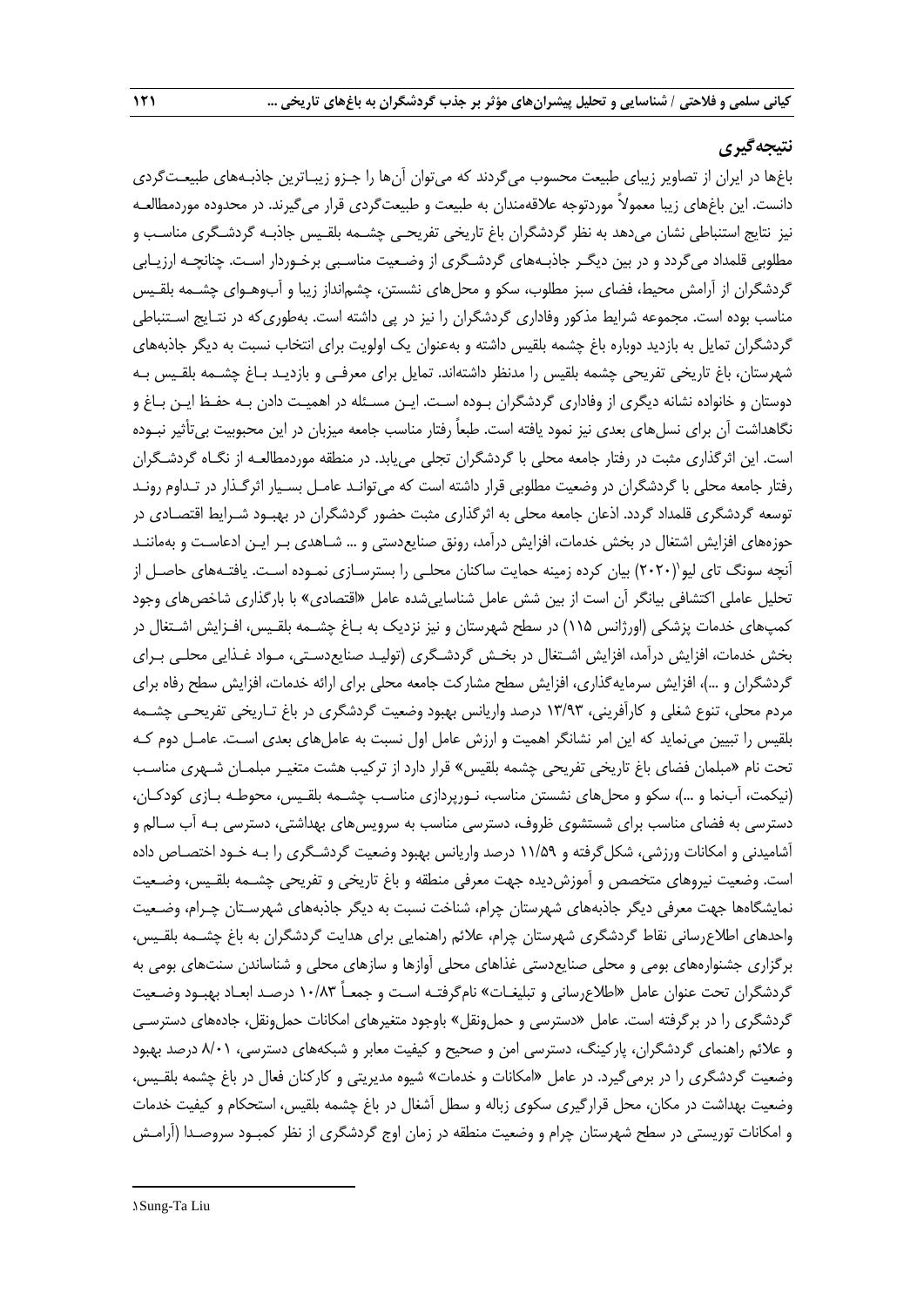## نتیجه‌گیری

باغ‌ها در ایران از تصاویر زیبای طبیعت محسوب می‌گردند که می‌توان آن‌ها را جزو زیباترین جاذبه‌های طبیعت‌گردی دانست. این باغ‌های زیبا معمولاً موردتوجه علاقه‌مندان به طبیعت و طبیعت‌گردی قرار می‌گیرند. در محدوده موردمطالعه نیز نتایج استنباطی نشان می‌دهد به نظر گردشگران باغ تاریخی تفریحی چشمه بلقیس جاذبه گردشگری مناسب و مطلوبی قلمداد می‌گردد و در بین دیگر جاذبه‌های گردشگری از وضعیت مناسبی برخوردار است. چنانچه ارزیابی گردشگران از آرامش محیط، فضای سبز مطلوب، سکو و محل‌های نشستن، چشم‌انداز زیبا و آب‌وهوای چشمه بلقیس مناسب بوده است. مجموعه شرایط مذکور وفاداری گردشگران را نیز در پی داشته است. به‌طوری‌که در نتایج استنباطی گردشگران تمایل به بازدید دوباره باغ چشمه بلقیس داشته و به‌عنوان یک اولویت برای انتخاب نسبت به دیگر جاذبه‌های شهرستان، باغ تاریخی تفریحی چشمه بلقیس را مدنظر داشته‌اند. تمایل برای معرفی و بازدید باغ چشمه بلقیس به دوستان و خانواده نشانه دیگری از وفاداری گردشگران بوده است. این مسئله در اهمیت دادن به حفظ این باغ و نگاهداشت آن برای نسل‌های بعدی نیز نمود یافته است. طبعاً رفتار مناسب جامعه میزبان در این محبوبیت بی‌تأثیر نبوده است. این اثرگذاری مثبت در رفتار جامعه محلی با گردشگران تجلی می‌یابد. در منطقه موردمطالعه از نگاه گردشگران رفتار جامعه محلی با گردشگران در وضعیت مطلوبی قرار داشته است که می‌تواند عامل بسیار اثرگذار در تداوم روند توسعه گردشگری قلمداد گردد. اذعان جامعه محلی به اثرگذاری مثبت حضور گردشگران در بهبود شرایط اقتصادی در حوزه‌های افزایش اشتغال در بخش خدمات، افزایش درآمد، رونق صنایع‌دستی و ... شاهدی بر این ادعاست و به‌مانند آنچه سونگ تای لیو[1](۲۰۲۰) بیان کرده زمینه حمایت ساکنان محلی را بسترسازی نموده است. یافته‌های حاصل از تحلیل عاملی اکتشافی بیانگر آن است از بین شش عامل شناسایی‌شده عامل «اقتصادی» با بارگذاری شاخص‌های وجود کمپ‌های خدمات پزشکی (اورژانس ۱۱۵) در سطح شهرستان و نیز نزدیک به باغ چشمه بلقیس، افزایش اشتغال در بخش خدمات، افزایش درآمد، افزایش اشتغال در بخش گردشگری (تولید صنایع‌دستی، مواد غذایی محلی برای گردشگران و ...)، افزایش سرمایه‌گذاری، افزایش سطح مشارکت جامعه محلی برای ارائه خدمات، افزایش سطح رفاه برای مردم محلی، تنوع شغلی و کارآفرینی، ۱۳/۹۳ درصد واریانس بهبود وضعیت گردشگری در باغ تاریخی تفریحی چشمه بلقیس را تبیین می‌نماید که این امر نشانگر اهمیت و ارزش عامل اول نسبت به عامل‌های بعدی است. عامل دوم که تحت نام «مبلمان فضای باغ تاریخی تفریحی چشمه بلقیس» قرار دارد از ترکیب هشت متغیر مبلمان شهری مناسب (نیکمت، آب‌نما و ...)، سکو و محل‌های نشستن مناسب، نورپردازی مناسب چشمه بلقیس، محوطه بازی کودکان، دسترسی به فضای مناسب برای شستشوی ظروف، دسترسی مناسب به سرویس‌های بهداشتی، دسترسی به آب سالم و آشامیدنی و امکانات ورزشی، شکل‌گرفته و ۱۱/۵۹ درصد واریانس بهبود وضعیت گردشگری را به خود اختصاص داده است. وضعیت نیروهای متخصص و آموزش‌دیده جهت معرفی منطقه و باغ تاریخی و تفریحی چشمه بلقیس، وضعیت نمایشگاه‌ها جهت معرفی دیگر جاذبه‌های شهرستان چرام، شناخت نسبت به دیگر جاذبه‌های شهرستان چرام، وضعیت واحدهای اطلاع‌رسانی نقاط گردشگری شهرستان چرام، علائم راهنمایی برای هدایت گردشگران به باغ چشمه بلقیس، برگزاری جشنواره‌های بومی و محلی صنایع‌دستی غذاهای محلی آوازها و سازهای محلی و شناساندن سنت‌های بومی به گردشگران تحت عنوان عامل «اطلاع‌رسانی و تبلیغات» نام‌گرفته است و جمعاً ۱۰/۸۳ درصد ابعاد بهبود وضعیت گردشگری را در برگرفته است. عامل «دسترسی و حمل‌ونقل» باوجود متغیرهای امکانات حمل‌ونقل، جاده‌های دسترسی و علائم راهنمای گردشگران، پارکینگ، دسترسی امن و صحیح و کیفیت معابر و شبکه‌های دسترسی، ۸/۰۱ درصد بهبود وضعیت گردشگری را در برمی‌گیرد. در عامل «امکانات و خدمات» شیوه مدیریتی و کارکنان فعال در باغ چشمه بلقیس، وضعیت بهداشت در مکان، محل قرارگیری سکوی زباله و سطل آشغال در باغ چشمه بلقیس، استحکام و کیفیت خدمات و امکانات توریستی در سطح شهرستان چرام و وضعیت منطقه در زمان اوج گردشگری از نظر کمبود سروصدا (آرامش

---

[1] Sung-Ta Liu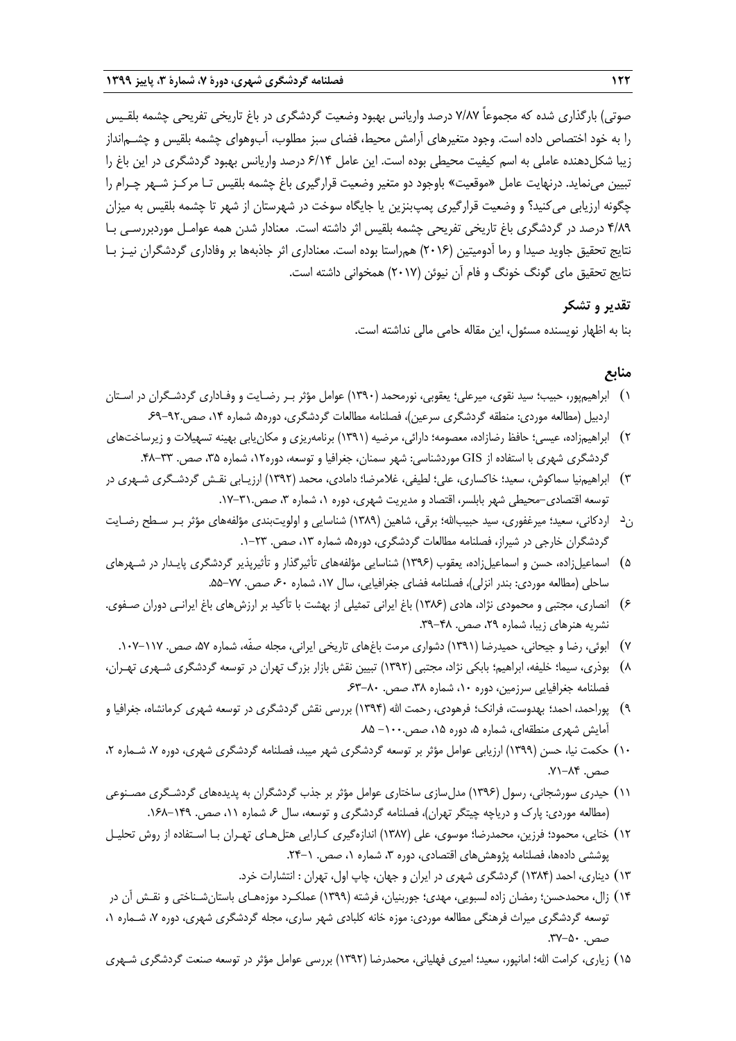صوتی) بارگذاری شده که مجموعاً ۷/۸۷ درصد واریانس بهبود وضعیت گردشگری در باغ تاریخی تفریحی چشمه بلقیس را به خود اختصاص داده است. وجود متغیرهای آرامش محیط، فضای سبز مطلوب، آب‌وهوای چشمه بلقیس و چشم‌انداز زیبا شکل‌دهنده عاملی به اسم کیفیت محیطی بوده است. این عامل ۶/۱۴ درصد واریانس بهبود گردشگری در این باغ را تبیین می‌نماید. درنهایت عامل «موقعیت» باوجود دو متغیر وضعیت قرارگیری باغ چشمه بلقیس تا مرکز شهر چرام را چگونه ارزیابی می‌کنید؟ و وضعیت قرارگیری پمپ‌بنزین یا جایگاه سوخت در شهرستان از شهر تا چشمه بلقیس به میزان ۴/۸۹ درصد در گردشگری باغ تاریخی تفریحی چشمه بلقیس اثر داشته است. معنادار شدن همه عوامل موردبررسی با نتایج تحقیق جاوید صیدا و رما آدومیتین (۲۰۱۶) هم‌راستا بوده است. معناداری اثر جاذبه‌ها بر وفاداری گردشگران نیز با نتایج تحقیق مای گونگ خونگ و فام آن نیوئن (۲۰۱۷) همخوانی داشته است.

## تقدیر و تشکر

بنا به اظهار نویسنده مسئول، این مقاله حامی مالی نداشته است.

## منابع

۱) ابراهیم‌پور، حبیب؛ سید نقوی، میرعلی؛ یعقوبی، نورمحمد (۱۳۹۰) عوامل مؤثر بر رضایت و وفاداری گردشگران در استان اردبیل (مطالعه موردی: منطقه گردشگری سرعین)، فصلنامه مطالعات گردشگری، دوره۵، شماره ۱۴، صص.۹۲-۶۹.

۲) ابراهیم‌زاده، عیسی؛ حافظ رضازاده، معصومه؛ دارائی، مرضیه (۱۳۹۱) برنامه‌ریزی و مکان‌یابی بهینه تسهیلات و زیرساخت‌های گردشگری شهری با استفاده از GIS موردشناسی: شهر سمنان، جغرافیا و توسعه، دوره۱۲، شماره ۳۵، صص. ۳۳-۴۸.

۳) ابراهیم‌نیا سماکوش، سعید؛ خاکساری، علی؛ لطیفی، غلامرضا؛ دامادی، محمد (۱۳۹۲) ارزیابی نقش گردشگری شهری در توسعه اقتصادی-محیطی شهر بابلسر، اقتصاد و مدیریت شهری، دوره ۱، شماره ۳، صص.۳۱-۱۷.

۴) اردکانی، سعید؛ میرغفوری، سید حبیب‌الله؛ برقی، شاهین (۱۳۸۹) شناسایی و اولویت‌بندی مؤلفه‌های مؤثر بر سطح رضایت گردشگران خارجی در شیراز، فصلنامه مطالعات گردشگری، دوره۵، شماره ۱۳، صص. ۲۳-۱.

۵) اسماعیل‌زاده، حسن و اسماعیل‌زاده، یعقوب (۱۳۹۶) شناسایی مؤلفه‌های تأثیرگذار و تأثیرپذیر گردشگری پایدار در شهرهای ساحلی (مطالعه موردی: بندر انزلی)، فصلنامه فضای جغرافیایی، سال ۱۷، شماره ۶۰، صص. ۷۷-۵۵.

۶) انصاری، مجتبی و محمودی نژاد، هادی (۱۳۸۶) باغ ایرانی تمثیلی از بهشت با تأکید بر ارزش‌های باغ ایرانی دوران صفوی. نشریه هنرهای زیبا، شماره ۲۹، صص. ۴۸-۳۹.

۷) ابوئی، رضا و جیحانی، حمیدرضا (۱۳۹۱) دشواری مرمت باغ‌های تاریخی ایرانی، مجله صفّه، شماره ۵۷، صص. ۱۱۷-۱۰۷.

۸) بوذری، سیما؛ خلیفه، ابراهیم؛ بابکی نژاد، مجتبی (۱۳۹۲) تبیین نقش بازار بزرگ تهران در توسعه گردشگری شهری تهران، فصلنامه جغرافیایی سرزمین، دوره ۱۰، شماره ۳۸، صص. ۸۰-۶۳.

۹) پوراحمد، احمد؛ بهدوست، فرانک؛ فرهودی، رحمت الله (۱۳۹۴) بررسی نقش گردشگری در توسعه شهری کرمانشاه، جغرافیا و آمایش شهری منطقه‌ای، شماره ۵، دوره ۱۵، صص.۱۰۰- ۸۵.

۱۰) حکمت نیا، حسن (۱۳۹۹) ارزیابی عوامل مؤثر بر توسعه گردشگری شهر میبد، فصلنامه گردشگری شهری، دوره ۷، شماره ۲، صص. ۸۴-۷۱.

۱۱) حیدری سورشجانی، رسول (۱۳۹۶) مدل‌سازی ساختاری عوامل مؤثر بر جذب گردشگران به پدیده‌های گردشگری مصنوعی (مطالعه موردی: پارک و دریاچه چیتگر تهران)، فصلنامه گردشگری و توسعه، سال ۶، شماره ۱۱، صص. ۱۴۹-۱۶۸.

۱۲) ختایی، محمود؛ فرزین، محمدرضا؛ موسوی، علی (۱۳۸۷) اندازه‌گیری کارایی هتل‌های تهران با استفاده از روش تحلیل پوششی داده‌ها، فصلنامه پژوهش‌های اقتصادی، دوره ۳، شماره ۱، صص. ۱-۲۴.

۱۳) دیناری، احمد (۱۳۸۴) گردشگری شهری در ایران و جهان، چاپ اول، تهران : انتشارات خرد.

۱۴) زال، محمدحسن؛ رمضان زاده لسبویی، مهدی؛ جوربنیان، فرشته (۱۳۹۹) عملکرد موزه‌های باستان‌شناختی و نقش آن در توسعه گردشگری میراث فرهنگی مطالعه موردی: موزه خانه کلبادی شهر ساری، مجله گردشگری شهری، دوره ۷، شماره ۱، صص. ۵۰-۳۷.

۱۵) زیاری، کرامت الله؛ امانپور، سعید؛ امیری فهلیانی، محمدرضا (۱۳۹۲) بررسی عوامل مؤثر در توسعه صنعت گردشگری شهری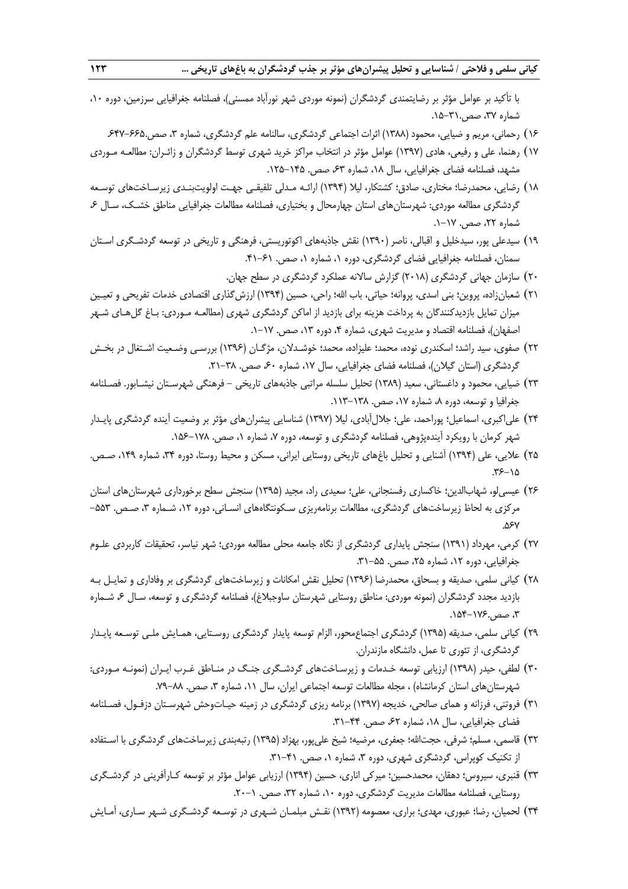با تأکید بر عوامل مؤثر بر رضایتمندی گردشگران (نمونه موردی شهر نورآباد ممسنی)، فصلنامه جغرافیایی سرزمین، دوره ۱۰، شماره ۳۷، صص.۳۱-۱۵.

۱۶) رحمانی، مریم و ضیایی، محمود (۱۳۸۸) اثرات اجتماعی گردشگری، سالنامه علم گردشگری، شماره ۳، صص.۶۶۵-۶۴۷.

۱۷) رهنما، علی و رفیعی، هادی (۱۳۹۷) عوامل مؤثر در انتخاب مراکز خرید شهری توسط گردشگران و زائران: مطالعه موردی مشهد، فصلنامه فضای جغرافیایی، سال ۱۸، شماره ۶۳، صص. ۱۴۵-۱۲۵.

۱۸) رضایی، محمدرضا؛ مختاری، صادق؛ کشتکار، لیلا (۱۳۹۴) ارائه مدلی تلفیقی جهت اولویت‌بندی زیرساخت‌های توسعه گردشگری مطالعه موردی: شهرستان‌های استان چهارمحال و بختیاری، فصلنامه مطالعات جغرافیایی مناطق خشک، سال ۶، شماره ۲۲، صص. ۱۷-۱.

۱۹) سیدعلی پور، سیدخلیل و اقبالی، ناصر (۱۳۹۰) نقش جاذبه‌های اکوتوریستی، فرهنگی و تاریخی در توسعه گردشگری استان سمنان، فصلنامه جغرافیایی فضای گردشگری، دوره ۱، شماره ۱، صص. ۶۱-۴۱.

۲۰) سازمان جهانی گردشگری (۲۰۱۸) گزارش سالانه عملکرد گردشگری در سطح جهان.

۲۱) شعبان‌زاده، پروین؛ بنی اسدی، پروانه؛ حیاتی، باب الله؛ راحی، حسین (۱۳۹۴) ارزش‌گذاری اقتصادی خدمات تفریحی و تعیین میزان تمایل بازدیدکنندگان به پرداخت هزینه برای بازدید از اماکن گردشگری شهری (مطالعه موردی: باغ گل‌های شهر اصفهان)، فصلنامه اقتصاد و مدیریت شهری، شماره ۴، دوره ۱۳، صص. ۱۷-۱.

۲۲) صفوی، سید راشد؛ اسکندری نوده، محمد؛ علیزاده، محمد؛ خوشدلان، مژگان (۱۳۹۶) بررسی وضعیت اشتغال در بخش گردشگری (استان گیلان)، فصلنامه فضای جغرافیایی، سال ۱۷، شماره ۶۰، صص. ۳۸-۲۱.

۲۳) ضیایی، محمود و داغستانی، سعید (۱۳۸۹) تحلیل سلسله مراتبی جاذبه‌های تاریخی – فرهنگی شهرستان نیشابور. فصلنامه جغرافیا و توسعه، دوره ۸، شماره ۱۷، صص. ۱۳۸-۱۱۳.

۲۴) علی‌اکبری، اسماعیل؛ پوراحمد، علی؛ جلال‌آبادی، لیلا (۱۳۹۷) شناسایی پیشران‌های مؤثر بر وضعیت آینده گردشگری پایدار شهر کرمان با رویکرد آینده‌پژوهی، فصلنامه گردشگری و توسعه، دوره ۷، شماره ۱، صص. ۱۷۸-۱۵۶.

۲۵) علایی، علی (۱۳۹۴) آشنایی و تحلیل باغ‌های تاریخی روستایی ایرانی، مسکن و محیط روستا، دوره ۳۴، شماره ۱۴۹، صص. ۳۶-۱۵.

۲۶) عیسی‌لو، شهاب‌الدین؛ خاکساری رفسنجانی، علی؛ سعیدی راد، مجید (۱۳۹۵) سنجش سطح برخورداری شهرستان‌های استان مرکزی به لحاظ زیرساخت‌های گردشگری، مطالعات برنامه‌ریزی سکونتگاه‌های انسانی، دوره ۱۲، شماره ۳، صص. ۵۵۳-۵۶۷.

۲۷) کرمی، مهرداد (۱۳۹۱) سنجش پایداری گردشگری از نگاه جامعه محلی مطالعه موردی؛ شهر نیاسر، تحقیقات کاربردی علوم جغرافیایی، دوره ۱۲، شماره ۲۵، صص. ۵۵-۳۱.

۲۸) کیانی سلمی، صدیقه و بسحاق، محمدرضا (۱۳۹۶) تحلیل نقش امکانات و زیرساخت‌های گردشگری بر وفاداری و تمایل به بازدید مجدد گردشگران (نمونه موردی: مناطق روستایی شهرستان ساوجبلاغ)، فصلنامه گردشگری و توسعه، سال ۶، شماره ۳، صص.۱۷۶-۱۵۴.

۲۹) کیانی سلمی، صدیقه (۱۳۹۵) گردشگری اجتماع‌محور، الزام توسعه پایدار گردشگری روستایی، همایش ملی توسعه پایدار گردشگری، از تئوری تا عمل، دانشگاه مازندران.

۳۰) لطفی، حیدر (۱۳۹۸) ارزیابی توسعه خدمات و زیرساخت‌های گردشگری جنگ در مناطق غرب ایران (نمونه موردی: شهرستان‌های استان کرمانشاه) ، مجله مطالعات توسعه اجتماعی ایران، سال ۱۱، شماره ۳، صص. ۸۸-۷۹.

۳۱) فروتنی، فرزانه و همای صالحی، خدیجه (۱۳۹۷) برنامه ریزی گردشگری در زمینه حیات‌وحش شهرستان دزفول، فصلنامه فضای جغرافیایی، سال ۱۸، شماره ۶۲، صص. ۴۴-۳۱.

۳۲) قاسمی، مسلم؛ شرفی، حجت‌الله؛ جعفری، مرضیه؛ شیخ علی‌پور، بهزاد (۱۳۹۵) رتبه‌بندی زیرساخت‌های گردشگری با استفاده از تکنیک کوپراس، گردشگری شهری، دوره ۳، شماره ۱، صص. ۴۱-۳۱.

۳۳) قنبری، سیروس؛ دهقان، محمدحسین؛ میرکی اناری، حسین (۱۳۹۴) ارزیابی عوامل مؤثر بر توسعه کارآفرینی در گردشگری روستایی، فصلنامه مطالعات مدیریت گردشگری، دوره ۱۰، شماره ۳۲، صص. ۱-۲۰.

۳۴) لحمیان، رضا؛ عبوری، مهدی؛ براری، معصومه (۱۳۹۲) نقش مبلمان شهری در توسعه گردشگری شهر ساری، آمایش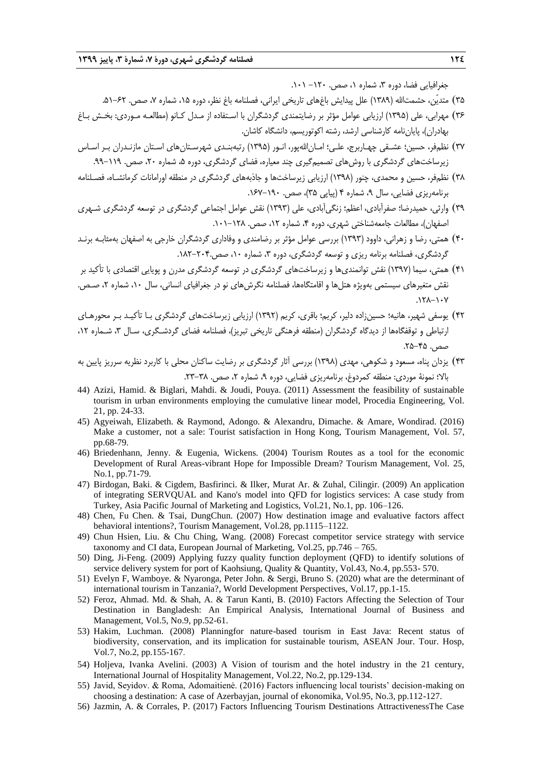جغرافیایی فضا، دوره ۳، شماره ۱، صص. ۱۲۰- ۱۰۱.

۳۵) متدیّن، حشمت‌الله (۱۳۸۹) علل پیدایش باغ‌های تاریخی ایرانی، فصلنامه باغ نظر، دوره ۱۵، شماره ۷، صص. ۶۲–۵۱.

۳۶) مهرابی، علی (۱۳۹۵) ارزیابی عوامل مؤثر بر رضایتمندی گردشگران با استفاده از مدل کانو (مطالعه موردی: بخش باغ بهادران)، پایان‌نامه کارشناسی ارشد، رشته اکوتوریسم، دانشگاه کاشان.

۳۷) نظم‌فر، حسین؛ عشقی چهاربرج، علی؛ امان‌الله‌پور، انور (۱۳۹۵) رتبه‌بندی شهرستان‌های استان مازندران بر اساس زیرساخت‌های گردشگری با روش‌های تصمیم‌گیری چند معیاره، فضای گردشگری، دوره ۵، شماره ۲۰، صص. ۱۱۹–۹۹.

۳۸) نظم‌فر، حسین و محمدی، چنور (۱۳۹۸) ارزیابی زیرساخت‌ها و جاذبه‌های گردشگری در منطقه اورامانات کرمانشاه، فصلنامه برنامه‌ریزی فضایی، سال ۹، شماره ۴ (پیاپی ۳۵)، صص. ۱۹۰–۱۶۷.

۳۹) وارثی، حمیدرضا؛ صفرآبادی، اعظم؛ زنگی‌آبادی، علی (۱۳۹۳) نقش عوامل اجتماعی گردشگری در توسعه گردشگری شهری اصفهان)، مطالعات جامعه‌شناختی شهری، دوره ۴، شماره ۱۲، صص. ۱۲۸–۱۰۱.

۴۰) همتی، رضا و زهرانی، داوود (۱۳۹۳) بررسی عوامل مؤثر بر رضامندی و وفاداری گردشگران خارجی به اصفهان به‌مثابه برند گردشگری، فصلنامه برنامه ریزی و توسعه گردشگری، دوره ۳، شماره ۱۰، صص.۲۰۴–۱۸۲.

۴۱) همتی، سیما (۱۳۹۷) نقش توانمندی‌ها و زیرساخت‌های گردشگری در توسعه گردشگری مدرن و پویایی اقتصادی با تأکید بر نقش متغیرهای سیستمی به‌ویژه هتل‌ها و اقامتگاه‌ها، فصلنامه نگرش‌های نو در جغرافیای انسانی، سال ۱۰، شماره ۲، صص. ۱۲۸–۱۰۷.

۴۲) یوسفی شهیر، هانیه؛ حسین‌زاده دلیر، کریم؛ باقری، کریم (۱۳۹۲) ارزیابی زیرساخت‌های گردشگری با تأکید بر محورهای ارتباطی و توقفگاه‌ها از دیدگاه گردشگران (منطقه فرهنگی تاریخی تبریز)، فصلنامه فضای گردشگری، سال ۳، شماره ۱۲، صص. ۴۵–۲۵.

۴۳) یزدان پناه، مسعود و شکوهی، مهدی (۱۳۹۸) بررسی آثار گردشگری بر رضایت ساکنان محلی با کاربرد نظریه سرریز پایین به بالا؛ نمونهٔ موردی: منطقه کمردوغ، برنامه‌ریزی فضایی، دوره ۹، شماره ۲، صص. ۳۸–۲۳.

44) Azizi, Hamid. & Biglari, Mahdi. & Joudi, Pouya. (2011) Assessment the feasibility of sustainable tourism in urban environments employing the cumulative linear model, Procedia Engineering, Vol. 21, pp. 24-33.

45) Agyeiwah, Elizabeth. & Raymond, Adongo. & Alexandru, Dimache. & Amare, Wondirad. (2016) Make a customer, not a sale: Tourist satisfaction in Hong Kong, Tourism Management, Vol. 57, pp.68-79.

46) Briedenhann, Jenny. & Eugenia, Wickens. (2004) Tourism Routes as a tool for the economic Development of Rural Areas-vibrant Hope for Impossible Dream? Tourism Management, Vol. 25, No.1, pp.71-79.

47) Birdogan, Baki. & Cigdem, Basfirinci. & Ilker, Murat Ar. & Zuhal, Cilingir. (2009) An application of integrating SERVQUAL and Kano's model into QFD for logistics services: A case study from Turkey, Asia Pacific Journal of Marketing and Logistics, Vol.21, No.1, pp. 106–126.

48) Chen, Fu Chen. & Tsai, DungChun. (2007) How destination image and evaluative factors affect behavioral intentions?, Tourism Management, Vol.28, pp.1115–1122.

49) Chun Hsien, Liu. & Chu Ching, Wang. (2008) Forecast competitor service strategy with service taxonomy and CI data, European Journal of Marketing, Vol.25, pp.746 – 765.

50) Ding, Ji-Feng. (2009) Applying fuzzy quality function deployment (QFD) to identify solutions of service delivery system for port of Kaohsiung, Quality & Quantity, Vol.43, No.4, pp.553- 570.

51) Evelyn F, Wamboye. & Nyaronga, Peter John. & Sergi, Bruno S. (2020) what are the determinant of international tourism in Tanzania?, World Development Perspectives, Vol.17, pp.1-15.

52) Feroz, Ahmad. Md. & Shah, A. & Tarun Kanti, B. (2010) Factors Affecting the Selection of Tour Destination in Bangladesh: An Empirical Analysis, International Journal of Business and Management, Vol.5, No.9, pp.52-61.

53) Hakim, Luchman. (2008) Planningfor nature-based tourism in East Java: Recent status of biodiversity, conservation, and its implication for sustainable tourism, ASEAN Jour. Tour. Hosp, Vol.7, No.2, pp.155-167.

54) Holjeva, Ivanka Avelini. (2003) A Vision of tourism and the hotel industry in the 21 century, International Journal of Hospitality Management, Vol.22, No.2, pp.129-134.

55) Javid, Seyidov. & Roma, Adomaitienė. (2016) Factors influencing local tourists' decision-making on choosing a destination: A case of Azerbayjan, journal of ekonomika, Vol.95, No.3, pp.112-127.

56) Jazmin, A. & Corrales, P. (2017) Factors Influencing Tourism Destinations AttractivenessThe Case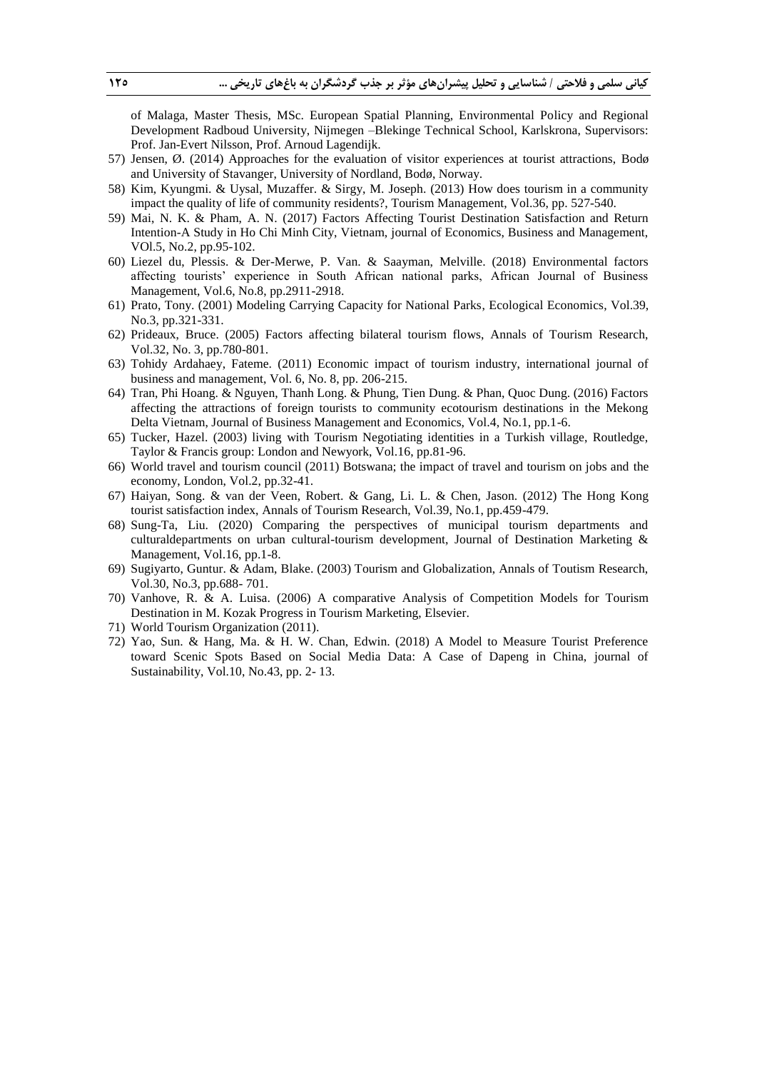of Malaga, Master Thesis, MSc. European Spatial Planning, Environmental Policy and Regional Development Radboud University, Nijmegen –Blekinge Technical School, Karlskrona, Supervisors: Prof. Jan-Evert Nilsson, Prof. Arnoud Lagendijk.

57) Jensen, Ø. (2014) Approaches for the evaluation of visitor experiences at tourist attractions, Bodø and University of Stavanger, University of Nordland, Bodø, Norway.
58) Kim, Kyungmi. & Uysal, Muzaffer. & Sirgy, M. Joseph. (2013) How does tourism in a community impact the quality of life of community residents?, Tourism Management, Vol.36, pp. 527-540.
59) Mai, N. K. & Pham, A. N. (2017) Factors Affecting Tourist Destination Satisfaction and Return Intention-A Study in Ho Chi Minh City, Vietnam, journal of Economics, Business and Management, VOl.5, No.2, pp.95-102.
60) Liezel du, Plessis. & Der-Merwe, P. Van. & Saayman, Melville. (2018) Environmental factors affecting tourists' experience in South African national parks, African Journal of Business Management, Vol.6, No.8, pp.2911-2918.
61) Prato, Tony. (2001) Modeling Carrying Capacity for National Parks, Ecological Economics, Vol.39, No.3, pp.321-331.
62) Prideaux, Bruce. (2005) Factors affecting bilateral tourism flows, Annals of Tourism Research, Vol.32, No. 3, pp.780-801.
63) Tohidy Ardahaey, Fateme. (2011) Economic impact of tourism industry, international journal of business and management, Vol. 6, No. 8, pp. 206-215.
64) Tran, Phi Hoang. & Nguyen, Thanh Long. & Phung, Tien Dung. & Phan, Quoc Dung. (2016) Factors affecting the attractions of foreign tourists to community ecotourism destinations in the Mekong Delta Vietnam, Journal of Business Management and Economics, Vol.4, No.1, pp.1-6.
65) Tucker, Hazel. (2003) living with Tourism Negotiating identities in a Turkish village, Routledge, Taylor & Francis group: London and Newyork, Vol.16, pp.81-96.
66) World travel and tourism council (2011) Botswana; the impact of travel and tourism on jobs and the economy, London, Vol.2, pp.32-41.
67) Haiyan, Song. & van der Veen, Robert. & Gang, Li. L. & Chen, Jason. (2012) The Hong Kong tourist satisfaction index, Annals of Tourism Research, Vol.39, No.1, pp.459-479.
68) Sung-Ta, Liu. (2020) Comparing the perspectives of municipal tourism departments and culturaldepartments on urban cultural-tourism development, Journal of Destination Marketing & Management, Vol.16, pp.1-8.
69) Sugiyarto, Guntur. & Adam, Blake. (2003) Tourism and Globalization, Annals of Toutism Research, Vol.30, No.3, pp.688- 701.
70) Vanhove, R. & A. Luisa. (2006) A comparative Analysis of Competition Models for Tourism Destination in M. Kozak Progress in Tourism Marketing, Elsevier.
71) World Tourism Organization (2011).
72) Yao, Sun. & Hang, Ma. & H. W. Chan, Edwin. (2018) A Model to Measure Tourist Preference toward Scenic Spots Based on Social Media Data: A Case of Dapeng in China, journal of Sustainability, Vol.10, No.43, pp. 2- 13.